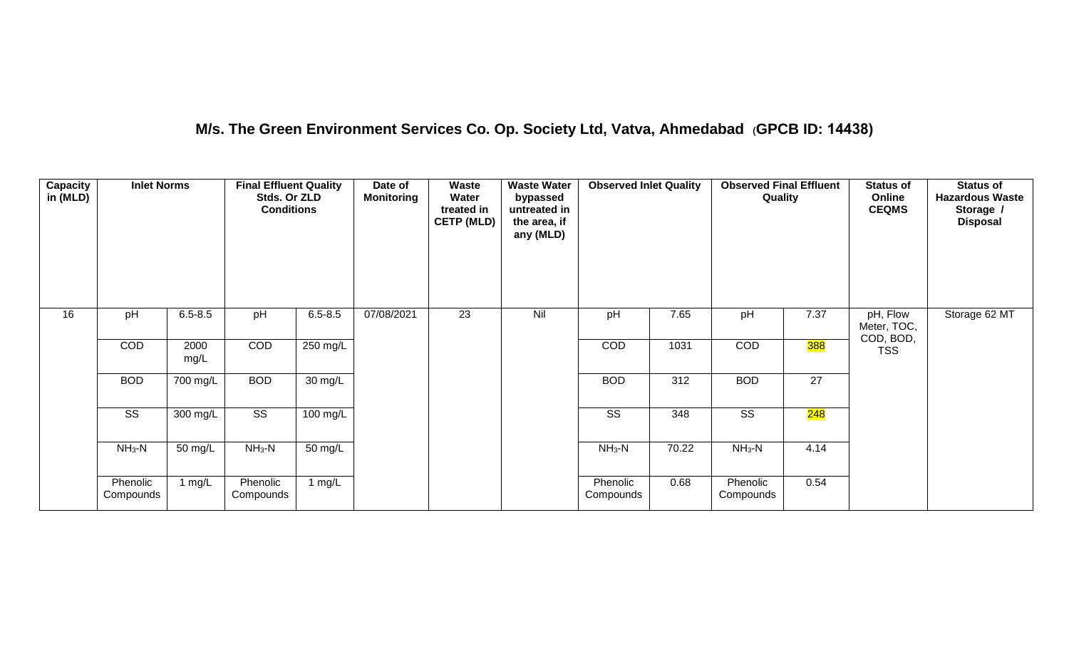# M/s. The Green Environment Services Co. Op. Society Ltd, Vatva, Ahmedabad (GPCB ID: 14438)

| Capacity in (MLD) | Inlet Norms | | Final Effluent Quality Stds. Or ZLD Conditions | | Date of Monitoring | Waste Water treated in CETP (MLD) | Waste Water bypassed untreated in the area, if any (MLD) | Observed Inlet Quality | | Observed Final Effluent Quality | | Status of Online CEQMS | Status of Hazardous Waste Storage / Disposal |
|---|---|---|---|---|---|---|---|---|---|---|---|---|---|
| 16 | pH | 6.5-8.5 | pH | 6.5-8.5 | 07/08/2021 | 23 | Nil | pH | 7.65 | pH | 7.37 | pH, Flow Meter, TOC, COD, BOD, TSS | Storage 62 MT |
| | COD | 2000 mg/L | COD | 250 mg/L | | | | COD | 1031 | COD | 388 | | |
| | BOD | 700 mg/L | BOD | 30 mg/L | | | | BOD | 312 | BOD | 27 | | |
| | SS | 300 mg/L | SS | 100 mg/L | | | | SS | 348 | SS | 248 | | |
| | $NH_3$-N | 50 mg/L | $NH_3$-N | 50 mg/L | | | | $NH_3$-N | 70.22 | $NH_3$-N | 4.14 | | |
| | Phenolic Compounds | 1 mg/L | Phenolic Compounds | 1 mg/L | | | | Phenolic Compounds | 0.68 | Phenolic Compounds | 0.54 | | |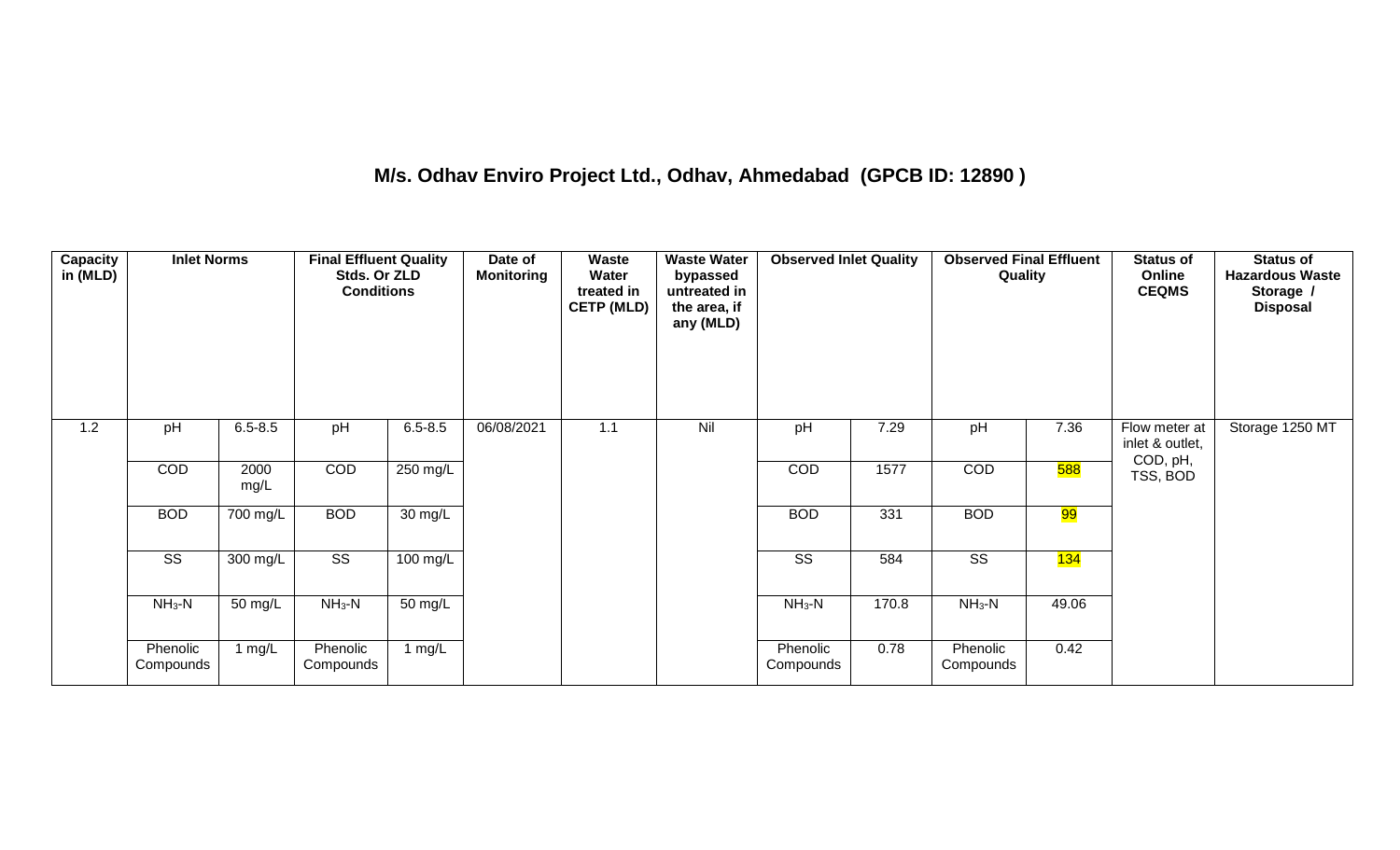# M/s. Odhav Enviro Project Ltd., Odhav, Ahmedabad (GPCB ID: 12890 )

| Capacity in (MLD) | Inlet Norms | | Final Effluent Quality Stds. Or ZLD Conditions | | Date of Monitoring | Waste Water treated in CETP (MLD) | Waste Water bypassed untreated in the area, if any (MLD) | Observed Inlet Quality | | Observed Final Effluent Quality | | Status of Online CEQMS | Status of Hazardous Waste Storage / Disposal |
|---|---|---|---|---|---|---|---|---|---|---|---|---|---|
| 1.2 | pH | 6.5-8.5 | pH | 6.5-8.5 | 06/08/2021 | 1.1 | Nil | pH | 7.29 | pH | 7.36 | Flow meter at inlet & outlet, COD, pH, TSS, BOD | Storage 1250 MT |
| | COD | 2000 mg/L | COD | 250 mg/L | | | | COD | 1577 | COD | 588 | | |
| | BOD | 700 mg/L | BOD | 30 mg/L | | | | BOD | 331 | BOD | 99 | | |
| | SS | 300 mg/L | SS | 100 mg/L | | | | SS | 584 | SS | 134 | | |
| | $NH_3$-N | 50 mg/L | $NH_3$-N | 50 mg/L | | | | $NH_3$-N | 170.8 | $NH_3$-N | 49.06 | | |
| | Phenolic Compounds | 1 mg/L | Phenolic Compounds | 1 mg/L | | | | Phenolic Compounds | 0.78 | Phenolic Compounds | 0.42 | | |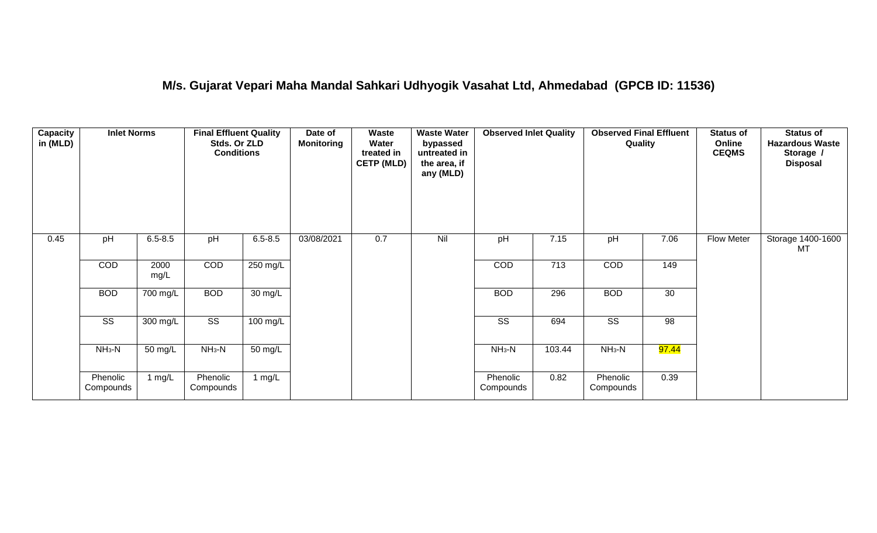## M/s. Gujarat Vepari Maha Mandal Sahkari Udhyogik Vasahat Ltd, Ahmedabad (GPCB ID: 11536)

| Capacity in (MLD) | Inlet Norms | | Final Effluent Quality Stds. Or ZLD Conditions | | Date of Monitoring | Waste Water treated in CETP (MLD) | Waste Water bypassed untreated in the area, if any (MLD) | Observed Inlet Quality | | Observed Final Effluent Quality | | Status of Online CEQMS | Status of Hazardous Waste Storage / Disposal |
|---|---|---|---|---|---|---|---|---|---|---|---|---|---|
| 0.45 | pH | 6.5-8.5 | pH | 6.5-8.5 | 03/08/2021 | 0.7 | Nil | pH | 7.15 | pH | 7.06 | Flow Meter | Storage 1400-1600 MT |
| | COD | 2000 mg/L | COD | 250 mg/L | | | | COD | 713 | COD | 149 | | |
| | BOD | 700 mg/L | BOD | 30 mg/L | | | | BOD | 296 | BOD | 30 | | |
| | SS | 300 mg/L | SS | 100 mg/L | | | | SS | 694 | SS | 98 | | |
| | $NH_3$-N | 50 mg/L | $NH_3$-N | 50 mg/L | | | | $NH_3$-N | 103.44 | $NH_3$-N | 97.44 | | |
| | Phenolic Compounds | 1 mg/L | Phenolic Compounds | 1 mg/L | | | | Phenolic Compounds | 0.82 | Phenolic Compounds | 0.39 | | |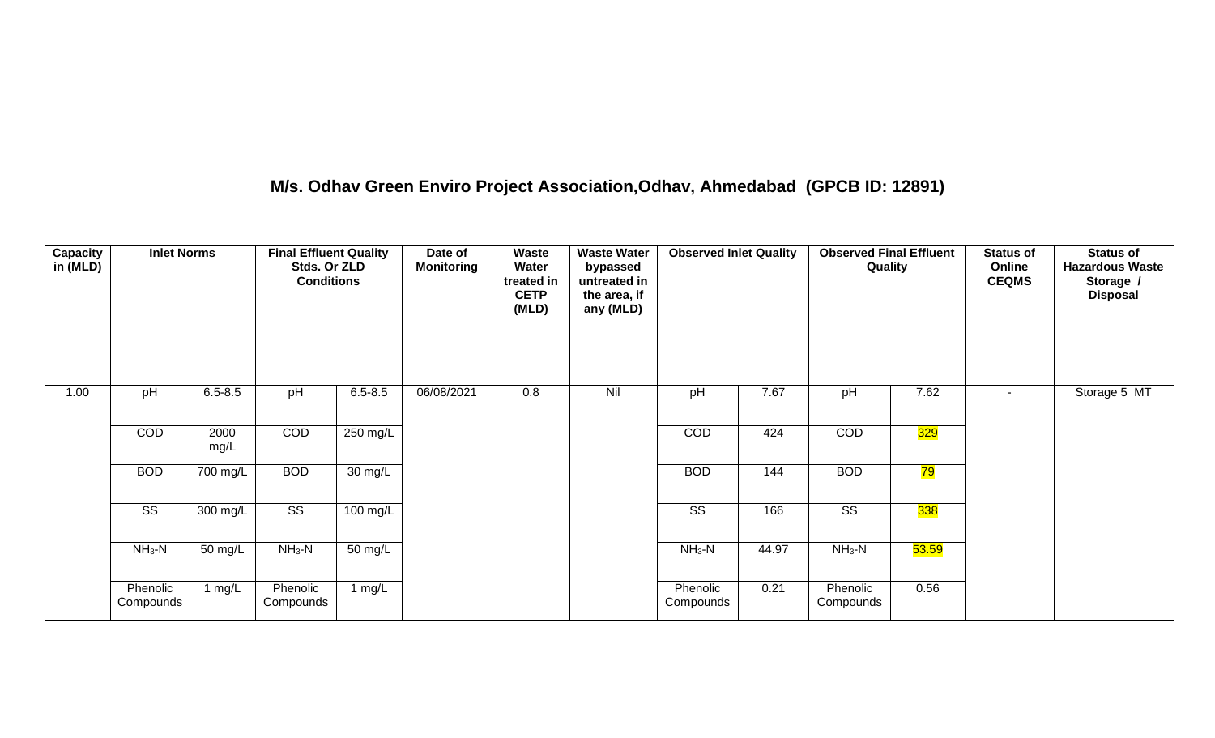## M/s. Odhav Green Enviro Project Association,Odhav, Ahmedabad (GPCB ID: 12891)

| Capacity in (MLD) | Inlet Norms | | Final Effluent Quality Stds. Or ZLD Conditions | | Date of Monitoring | Waste Water treated in CETP (MLD) | Waste Water bypassed untreated in the area, if any (MLD) | Observed Inlet Quality | | Observed Final Effluent Quality | | Status of Online CEQMS | Status of Hazardous Waste Storage / Disposal |
|---|---|---|---|---|---|---|---|---|---|---|---|---|---|
| 1.00 | pH | 6.5-8.5 | pH | 6.5-8.5 | 06/08/2021 | 0.8 | Nil | pH | 7.67 | pH | 7.62 | - | Storage 5 MT |
| | COD | 2000 mg/L | COD | 250 mg/L | | | | COD | 424 | COD | 329 | | |
| | BOD | 700 mg/L | BOD | 30 mg/L | | | | BOD | 144 | BOD | 79 | | |
| | SS | 300 mg/L | SS | 100 mg/L | | | | SS | 166 | SS | 338 | | |
| | $NH_3$-N | 50 mg/L | $NH_3$-N | 50 mg/L | | | | $NH_3$-N | 44.97 | $NH_3$-N | 53.59 | | |
| | Phenolic Compounds | 1 mg/L | Phenolic Compounds | 1 mg/L | | | | Phenolic Compounds | 0.21 | Phenolic Compounds | 0.56 | | |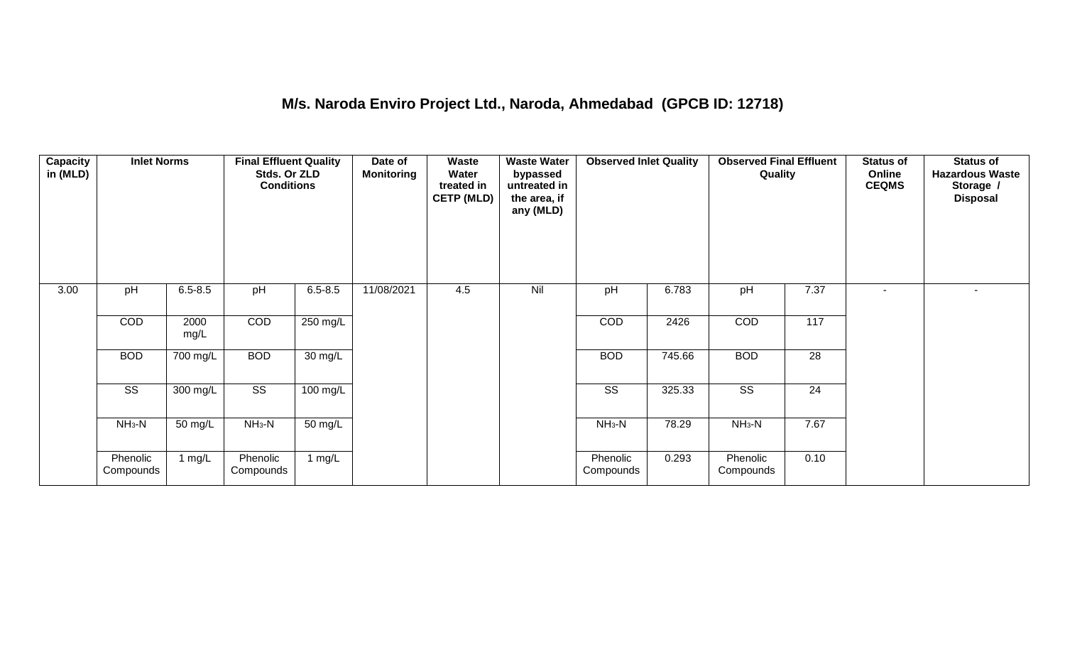## M/s. Naroda Enviro Project Ltd., Naroda, Ahmedabad (GPCB ID: 12718)

| Capacity in (MLD) | Inlet Norms | | Final Effluent Quality Stds. Or ZLD Conditions | | Date of Monitoring | Waste Water treated in CETP (MLD) | Waste Water bypassed untreated in the area, if any (MLD) | Observed Inlet Quality | | Observed Final Effluent Quality | | Status of Online CEQMS | Status of Hazardous Waste Storage / Disposal |
|---|---|---|---|---|---|---|---|---|---|---|---|---|---|
| 3.00 | pH | 6.5-8.5 | pH | 6.5-8.5 | 11/08/2021 | 4.5 | Nil | pH | 6.783 | pH | 7.37 | - | - |
| | COD | 2000 mg/L | COD | 250 mg/L | | | | COD | 2426 | COD | 117 | | |
| | BOD | 700 mg/L | BOD | 30 mg/L | | | | BOD | 745.66 | BOD | 28 | | |
| | SS | 300 mg/L | SS | 100 mg/L | | | | SS | 325.33 | SS | 24 | | |
| | $NH_3$-N | 50 mg/L | $NH_3$-N | 50 mg/L | | | | $NH_3$-N | 78.29 | $NH_3$-N | 7.67 | | |
| | Phenolic Compounds | 1 mg/L | Phenolic Compounds | 1 mg/L | | | | Phenolic Compounds | 0.293 | Phenolic Compounds | 0.10 | | |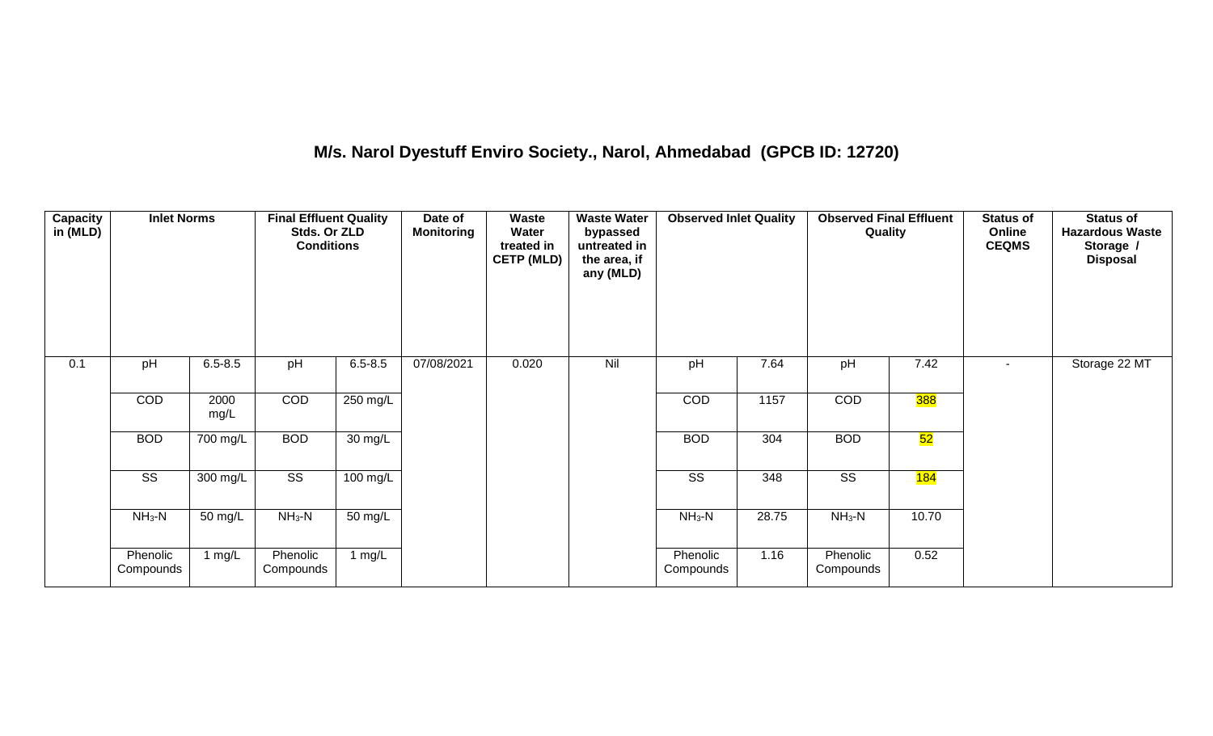## M/s. Narol Dyestuff Enviro Society., Narol, Ahmedabad (GPCB ID: 12720)

| Capacity in (MLD) | Inlet Norms | | Final Effluent Quality Stds. Or ZLD Conditions | | Date of Monitoring | Waste Water treated in CETP (MLD) | Waste Water bypassed untreated in the area, if any (MLD) | Observed Inlet Quality | | Observed Final Effluent Quality | | Status of Online CEQMS | Status of Hazardous Waste Storage / Disposal |
|---|---|---|---|---|---|---|---|---|---|---|---|---|---|
| 0.1 | pH | 6.5-8.5 | pH | 6.5-8.5 | 07/08/2021 | 0.020 | Nil | pH | 7.64 | pH | 7.42 | - | Storage 22 MT |
| | COD | 2000 mg/L | COD | 250 mg/L | | | | COD | 1157 | COD | 388 | | |
| | BOD | 700 mg/L | BOD | 30 mg/L | | | | BOD | 304 | BOD | 52 | | |
| | SS | 300 mg/L | SS | 100 mg/L | | | | SS | 348 | SS | 184 | | |
| | $NH_3$-N | 50 mg/L | $NH_3$-N | 50 mg/L | | | | $NH_3$-N | 28.75 | $NH_3$-N | 10.70 | | |
| | Phenolic Compounds | 1 mg/L | Phenolic Compounds | 1 mg/L | | | | Phenolic Compounds | 1.16 | Phenolic Compounds | 0.52 | | |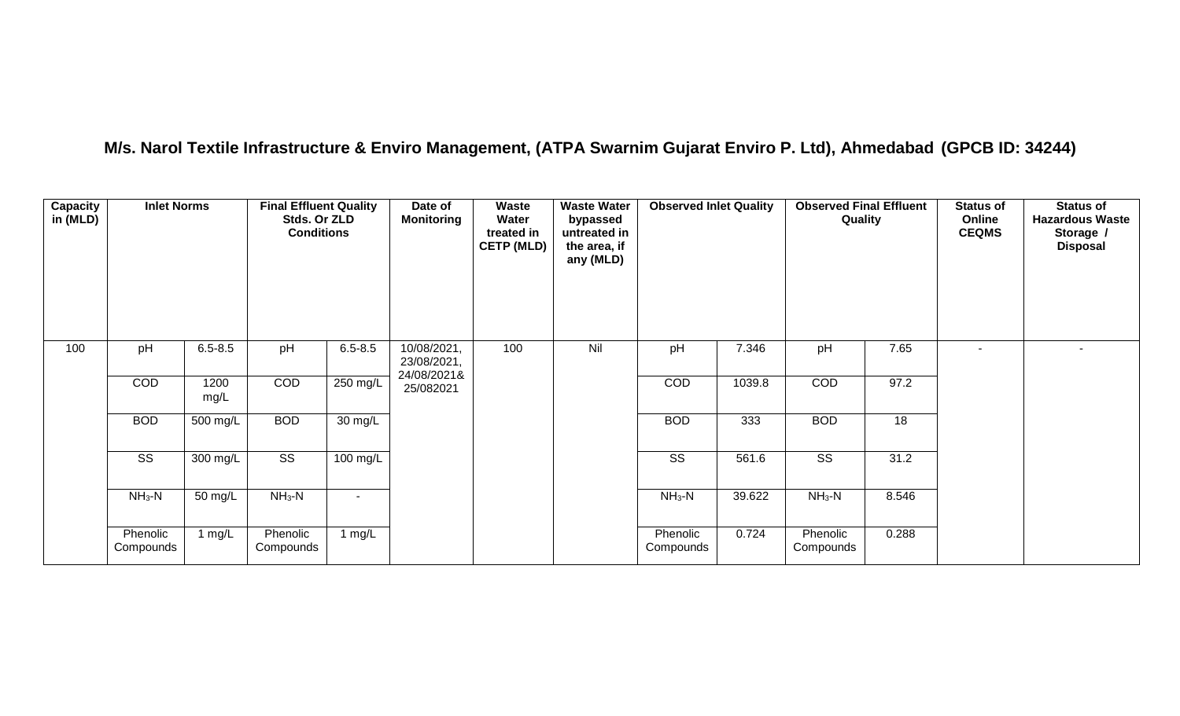# M/s. Narol Textile Infrastructure & Enviro Management, (ATPA Swarnim Gujarat Enviro P. Ltd), Ahmedabad (GPCB ID: 34244)

| Capacity in (MLD) | Inlet Norms | | Final Effluent Quality Stds. Or ZLD Conditions | | Date of Monitoring | Waste Water treated in CETP (MLD) | Waste Water bypassed untreated in the area, if any (MLD) | Observed Inlet Quality | | Observed Final Effluent Quality | | Status of Online CEQMS | Status of Hazardous Waste Storage / Disposal |
|---|---|---|---|---|---|---|---|---|---|---|---|---|---|
| 100 | pH | 6.5-8.5 | pH | 6.5-8.5 | 10/08/2021, 23/08/2021, 24/08/2021& 25/082021 | 100 | Nil | pH | 7.346 | pH | 7.65 | - | - |
| | COD | 1200 mg/L | COD | 250 mg/L | | | | COD | 1039.8 | COD | 97.2 | | |
| | BOD | 500 mg/L | BOD | 30 mg/L | | | | BOD | 333 | BOD | 18 | | |
| | SS | 300 mg/L | SS | 100 mg/L | | | | SS | 561.6 | SS | 31.2 | | |
| | $NH_3$-N | 50 mg/L | $NH_3$-N | - | | | | $NH_3$-N | 39.622 | $NH_3$-N | 8.546 | | |
| | Phenolic Compounds | 1 mg/L | Phenolic Compounds | 1 mg/L | | | | Phenolic Compounds | 0.724 | Phenolic Compounds | 0.288 | | |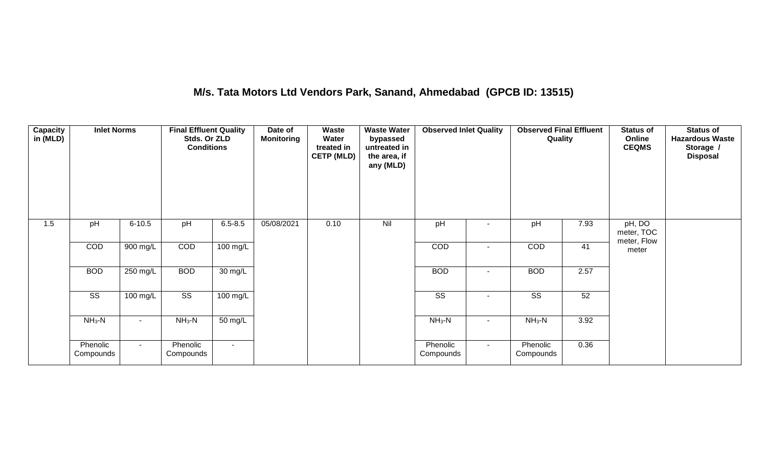# M/s. Tata Motors Ltd Vendors Park, Sanand, Ahmedabad (GPCB ID: 13515)

| Capacity in (MLD) | Inlet Norms | | Final Effluent Quality Stds. Or ZLD Conditions | | Date of Monitoring | Waste Water treated in CETP (MLD) | Waste Water bypassed untreated in the area, if any (MLD) | Observed Inlet Quality | | Observed Final Effluent Quality | | Status of Online CEQMS | Status of Hazardous Waste Storage / Disposal |
|---|---|---|---|---|---|---|---|---|---|---|---|---|---|
| 1.5 | pH | 6-10.5 | pH | 6.5-8.5 | 05/08/2021 | 0.10 | Nil | pH | - | pH | 7.93 | pH, DO meter, TOC meter, Flow meter | |
| | COD | 900 mg/L | COD | 100 mg/L | | | | COD | - | COD | 41 | | |
| | BOD | 250 mg/L | BOD | 30 mg/L | | | | BOD | - | BOD | 2.57 | | |
| | SS | 100 mg/L | SS | 100 mg/L | | | | SS | - | SS | 52 | | |
| | $NH_3$-N | - | $NH_3$-N | 50 mg/L | | | | $NH_3$-N | - | $NH_3$-N | 3.92 | | |
| | Phenolic Compounds | - | Phenolic Compounds | - | | | | Phenolic Compounds | - | Phenolic Compounds | 0.36 | | |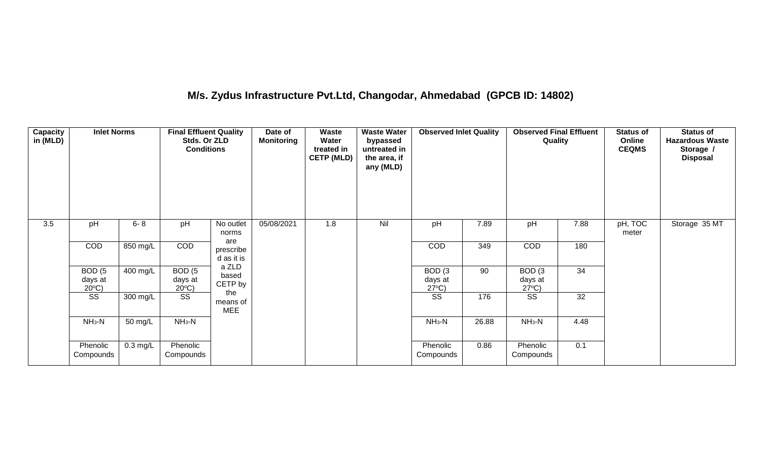## M/s. Zydus Infrastructure Pvt.Ltd, Changodar, Ahmedabad (GPCB ID: 14802)

| Capacity in (MLD) | Inlet Norms | | Final Effluent Quality Stds. Or ZLD Conditions | | Date of Monitoring | Waste Water treated in CETP (MLD) | Waste Water bypassed untreated in the area, if any (MLD) | Observed Inlet Quality | | Observed Final Effluent Quality | | Status of Online CEQMS | Status of Hazardous Waste Storage / Disposal |
|---|---|---|---|---|---|---|---|---|---|---|---|---|---|
| 3.5 | pH | 6- 8 | pH | No outlet norms are prescribed as it is a ZLD based CETP by the means of MEE | 05/08/2021 | 1.8 | Nil | pH | 7.89 | pH | 7.88 | pH, TOC meter | Storage 35 MT |
| | COD | 850 mg/L | COD | | | | | COD | 349 | COD | 180 | | |
| | BOD (5 days at 20°C) | 400 mg/L | BOD (5 days at 20°C) | | | | | BOD (3 days at 27°C) | 90 | BOD (3 days at 27°C) | 34 | | |
| | SS | 300 mg/L | SS | | | | | SS | 176 | SS | 32 | | |
| | $NH_3$-N | 50 mg/L | $NH_3$-N | | | | | $NH_3$-N | 26.88 | $NH_3$-N | 4.48 | | |
| | Phenolic Compounds | 0.3 mg/L | Phenolic Compounds | | | | | Phenolic Compounds | 0.86 | Phenolic Compounds | 0.1 | | |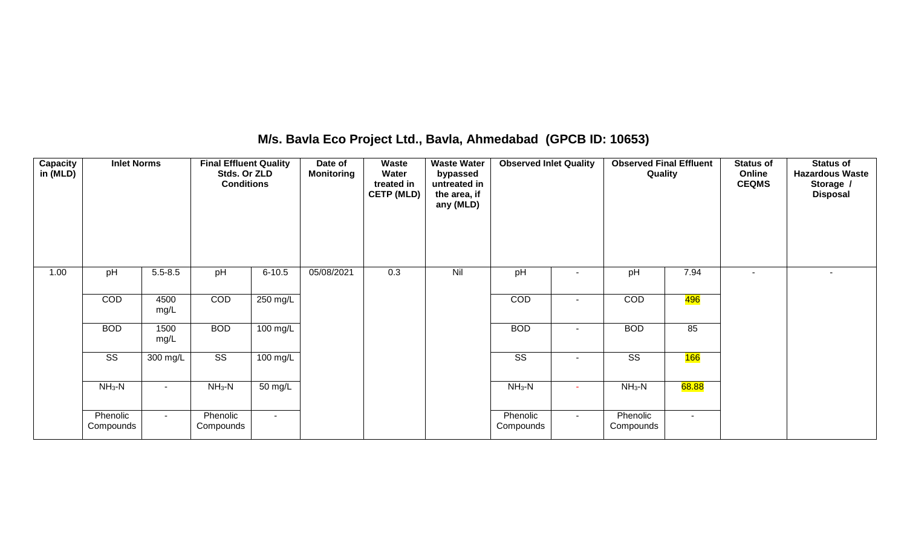## M/s. Bavla Eco Project Ltd., Bavla, Ahmedabad (GPCB ID: 10653)

| Capacity in (MLD) | Inlet Norms | | Final Effluent Quality Stds. Or ZLD Conditions | | Date of Monitoring | Waste Water treated in CETP (MLD) | Waste Water bypassed untreated in the area, if any (MLD) | Observed Inlet Quality | | Observed Final Effluent Quality | | Status of Online CEQMS | Status of Hazardous Waste Storage / Disposal |
|---|---|---|---|---|---|---|---|---|---|---|---|---|---|
| 1.00 | pH | 5.5-8.5 | pH | 6-10.5 | 05/08/2021 | 0.3 | Nil | pH | - | pH | 7.94 | - | - |
| | COD | 4500 mg/L | COD | 250 mg/L | | | | COD | - | COD | 496 | | |
| | BOD | 1500 mg/L | BOD | 100 mg/L | | | | BOD | - | BOD | 85 | | |
| | SS | 300 mg/L | SS | 100 mg/L | | | | SS | - | SS | 166 | | |
| | $NH_3$-N | - | $NH_3$-N | 50 mg/L | | | | $NH_3$-N | - | $NH_3$-N | 68.88 | | |
| | Phenolic Compounds | - | Phenolic Compounds | - | | | | Phenolic Compounds | - | Phenolic Compounds | - | | |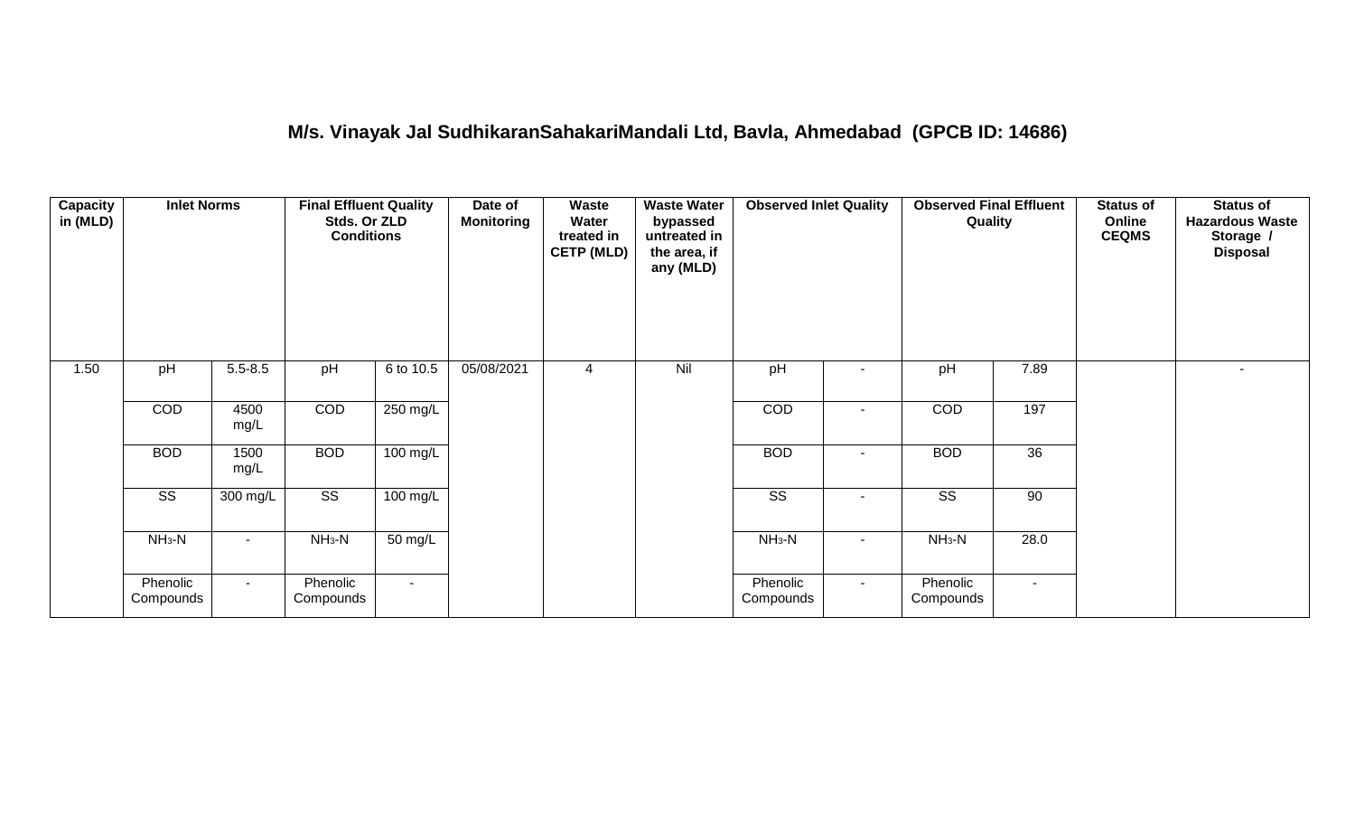## M/s. Vinayak Jal SudhikaranSahakariMandali Ltd, Bavla, Ahmedabad (GPCB ID: 14686)

| Capacity in (MLD) | Inlet Norms | | Final Effluent Quality Stds. Or ZLD Conditions | | Date of Monitoring | Waste Water treated in CETP (MLD) | Waste Water bypassed untreated in the area, if any (MLD) | Observed Inlet Quality | | Observed Final Effluent Quality | | Status of Online CEQMS | Status of Hazardous Waste Storage / Disposal |
|---|---|---|---|---|---|---|---|---|---|---|---|---|---|
| 1.50 | pH | 5.5-8.5 | pH | 6 to 10.5 | 05/08/2021 | 4 | Nil | pH | - | pH | 7.89 | | - |
| | COD | 4500 mg/L | COD | 250 mg/L | | | | COD | - | COD | 197 | | |
| | BOD | 1500 mg/L | BOD | 100 mg/L | | | | BOD | - | BOD | 36 | | |
| | SS | 300 mg/L | SS | 100 mg/L | | | | SS | - | SS | 90 | | |
| | $NH_3$-N | - | $NH_3$-N | 50 mg/L | | | | $NH_3$-N | - | $NH_3$-N | 28.0 | | |
| | Phenolic Compounds | - | Phenolic Compounds | - | | | | Phenolic Compounds | - | Phenolic Compounds | - | | |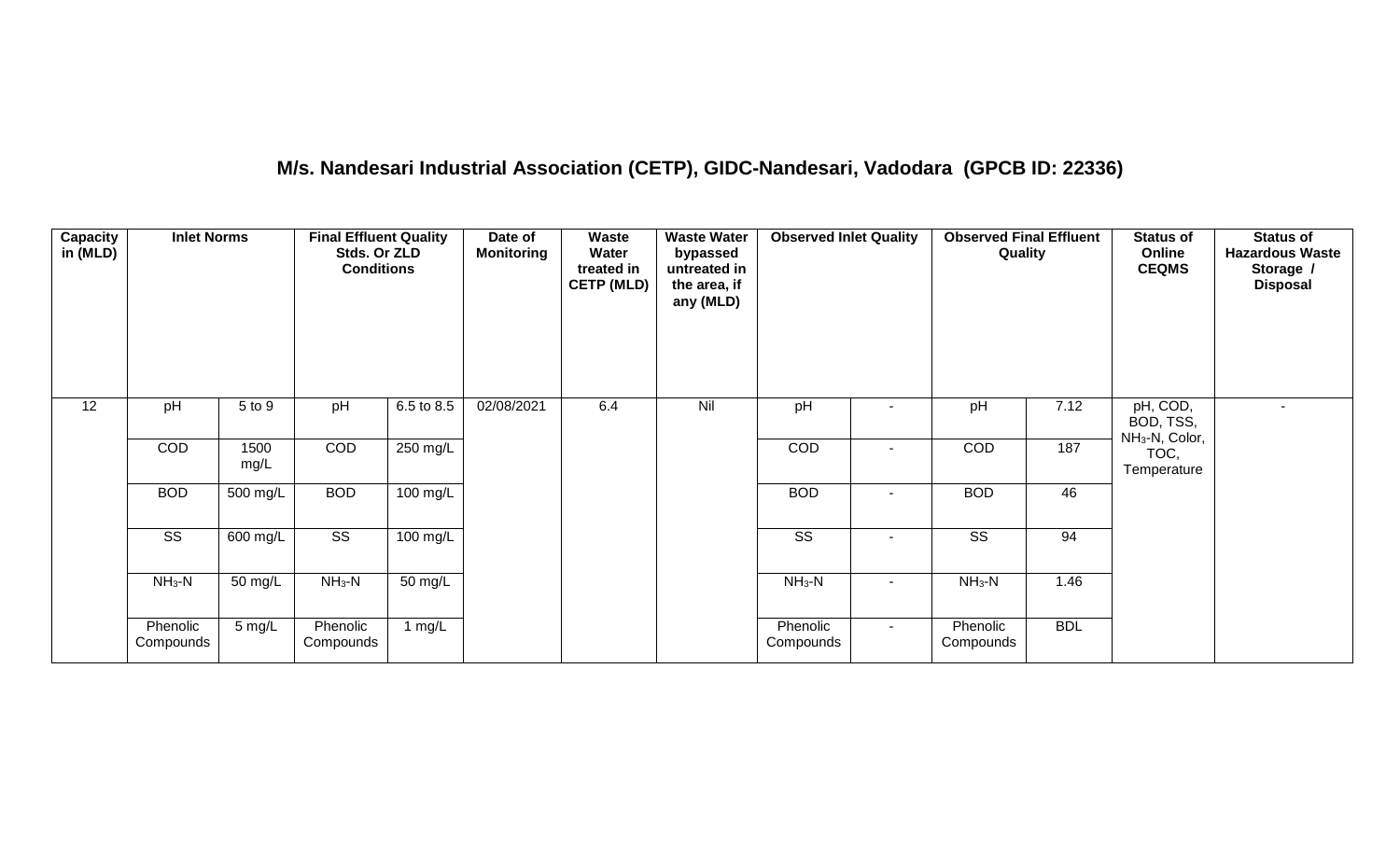# M/s. Nandesari Industrial Association (CETP), GIDC-Nandesari, Vadodara (GPCB ID: 22336)

| Capacity in (MLD) | Inlet Norms | | Final Effluent Quality Stds. Or ZLD Conditions | | Date of Monitoring | Waste Water treated in CETP (MLD) | Waste Water bypassed untreated in the area, if any (MLD) | Observed Inlet Quality | | Observed Final Effluent Quality | | Status of Online CEQMS | Status of Hazardous Waste Storage / Disposal |
|---|---|---|---|---|---|---|---|---|---|---|---|---|---|
| 12 | pH | 5 to 9 | pH | 6.5 to 8.5 | 02/08/2021 | 6.4 | Nil | pH | - | pH | 7.12 | pH, COD, BOD, TSS, $NH_3$-N, Color, TOC, Temperature | - |
| | COD | 1500 mg/L | COD | 250 mg/L | | | | COD | - | COD | 187 | | |
| | BOD | 500 mg/L | BOD | 100 mg/L | | | | BOD | - | BOD | 46 | | |
| | SS | 600 mg/L | SS | 100 mg/L | | | | SS | - | SS | 94 | | |
| | $NH_3$-N | 50 mg/L | $NH_3$-N | 50 mg/L | | | | $NH_3$-N | - | $NH_3$-N | 1.46 | | |
| | Phenolic Compounds | 5 mg/L | Phenolic Compounds | 1 mg/L | | | | Phenolic Compounds | - | Phenolic Compounds | BDL | | |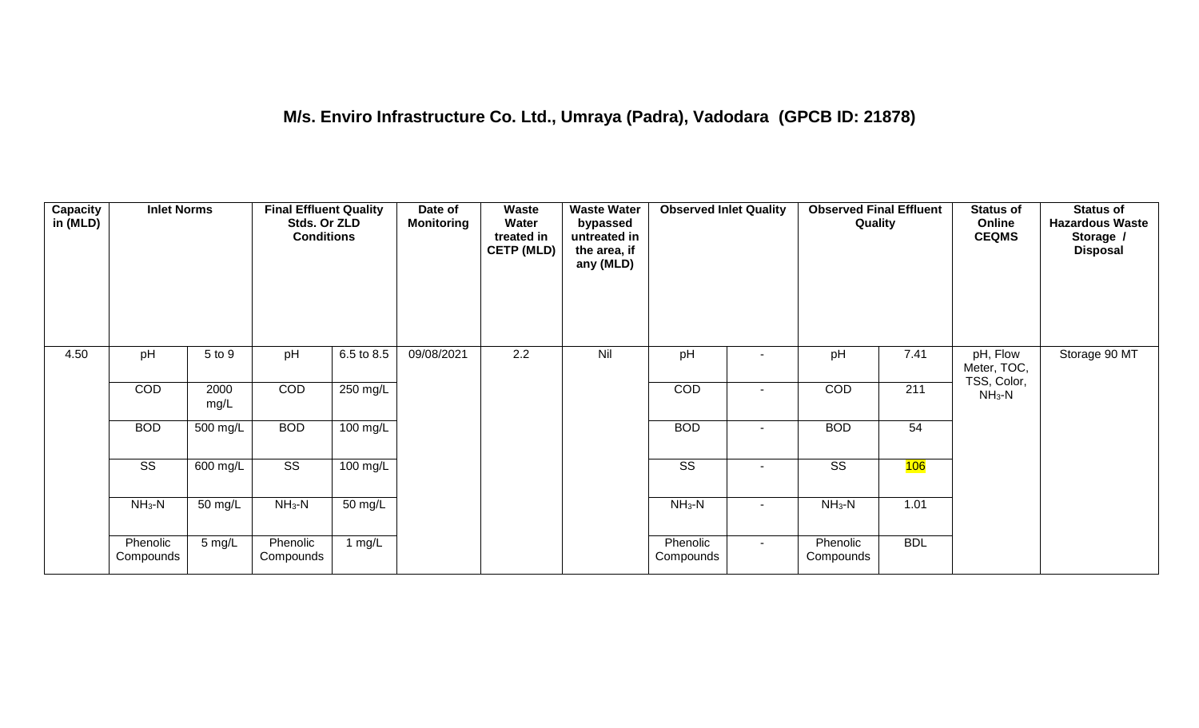## M/s. Enviro Infrastructure Co. Ltd., Umraya (Padra), Vadodara (GPCB ID: 21878)

| Capacity in (MLD) | Inlet Norms | | Final Effluent Quality Stds. Or ZLD Conditions | | Date of Monitoring | Waste Water treated in CETP (MLD) | Waste Water bypassed untreated in the area, if any (MLD) | Observed Inlet Quality | | Observed Final Effluent Quality | | Status of Online CEQMS | Status of Hazardous Waste Storage / Disposal |
|---|---|---|---|---|---|---|---|---|---|---|---|---|---|
| 4.50 | pH | 5 to 9 | pH | 6.5 to 8.5 | 09/08/2021 | 2.2 | Nil | pH | - | pH | 7.41 | pH, Flow Meter, TOC, TSS, Color, $NH_3$-N | Storage 90 MT |
| | COD | 2000 mg/L | COD | 250 mg/L | | | | COD | - | COD | 211 | | |
| | BOD | 500 mg/L | BOD | 100 mg/L | | | | BOD | - | BOD | 54 | | |
| | SS | 600 mg/L | SS | 100 mg/L | | | | SS | - | SS | 106 | | |
| | $NH_3$-N | 50 mg/L | $NH_3$-N | 50 mg/L | | | | $NH_3$-N | - | $NH_3$-N | 1.01 | | |
| | Phenolic Compounds | 5 mg/L | Phenolic Compounds | 1 mg/L | | | | Phenolic Compounds | - | Phenolic Compounds | BDL | | |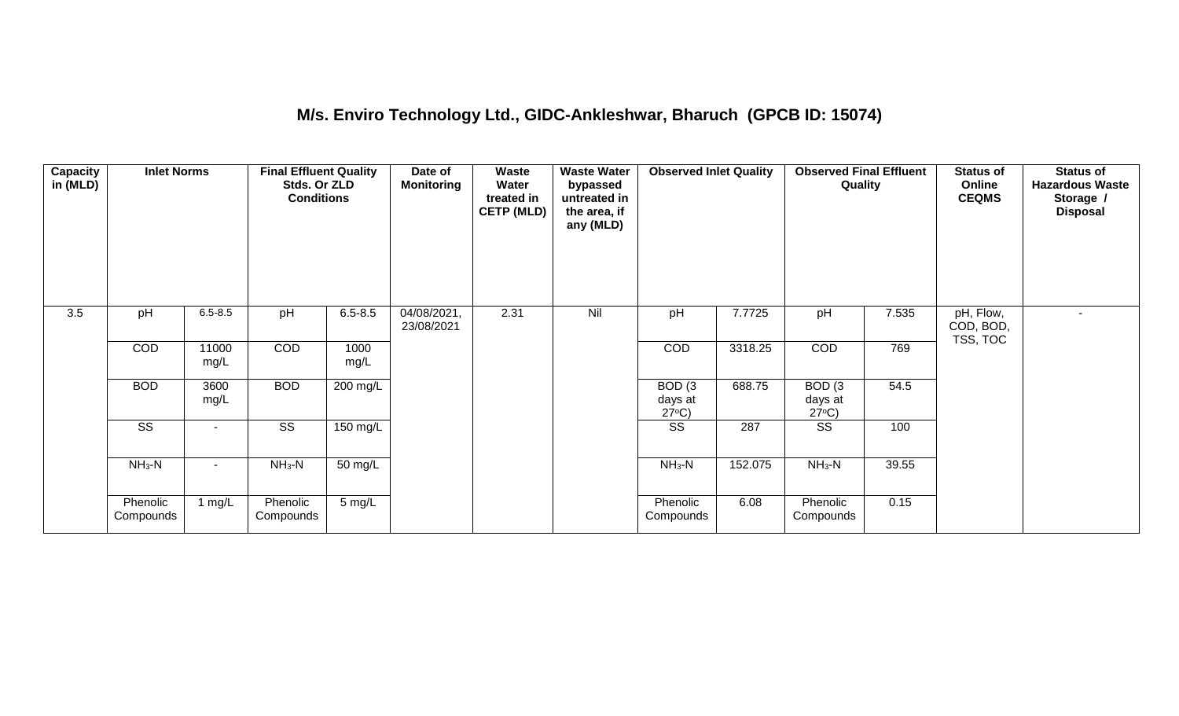## M/s. Enviro Technology Ltd., GIDC-Ankleshwar, Bharuch (GPCB ID: 15074)

| Capacity in (MLD) | Inlet Norms | | Final Effluent Quality Stds. Or ZLD Conditions | | Date of Monitoring | Waste Water treated in CETP (MLD) | Waste Water bypassed untreated in the area, if any (MLD) | Observed Inlet Quality | | Observed Final Effluent Quality | | Status of Online CEQMS | Status of Hazardous Waste Storage / Disposal |
|---|---|---|---|---|---|---|---|---|---|---|---|---|---|
| 3.5 | pH | 6.5-8.5 | pH | 6.5-8.5 | 04/08/2021, 23/08/2021 | 2.31 | Nil | pH | 7.7725 | pH | 7.535 | pH, Flow, COD, BOD, TSS, TOC | - |
| | COD | 11000 mg/L | COD | 1000 mg/L | | | | COD | 3318.25 | COD | 769 | | |
| | BOD | 3600 mg/L | BOD | 200 mg/L | | | | BOD (3 days at 27°C) | 688.75 | BOD (3 days at 27°C) | 54.5 | | |
| | SS | - | SS | 150 mg/L | | | | SS | 287 | SS | 100 | | |
| | $NH_3$-N | - | $NH_3$-N | 50 mg/L | | | | $NH_3$-N | 152.075 | $NH_3$-N | 39.55 | | |
| | Phenolic Compounds | 1 mg/L | Phenolic Compounds | 5 mg/L | | | | Phenolic Compounds | 6.08 | Phenolic Compounds | 0.15 | | |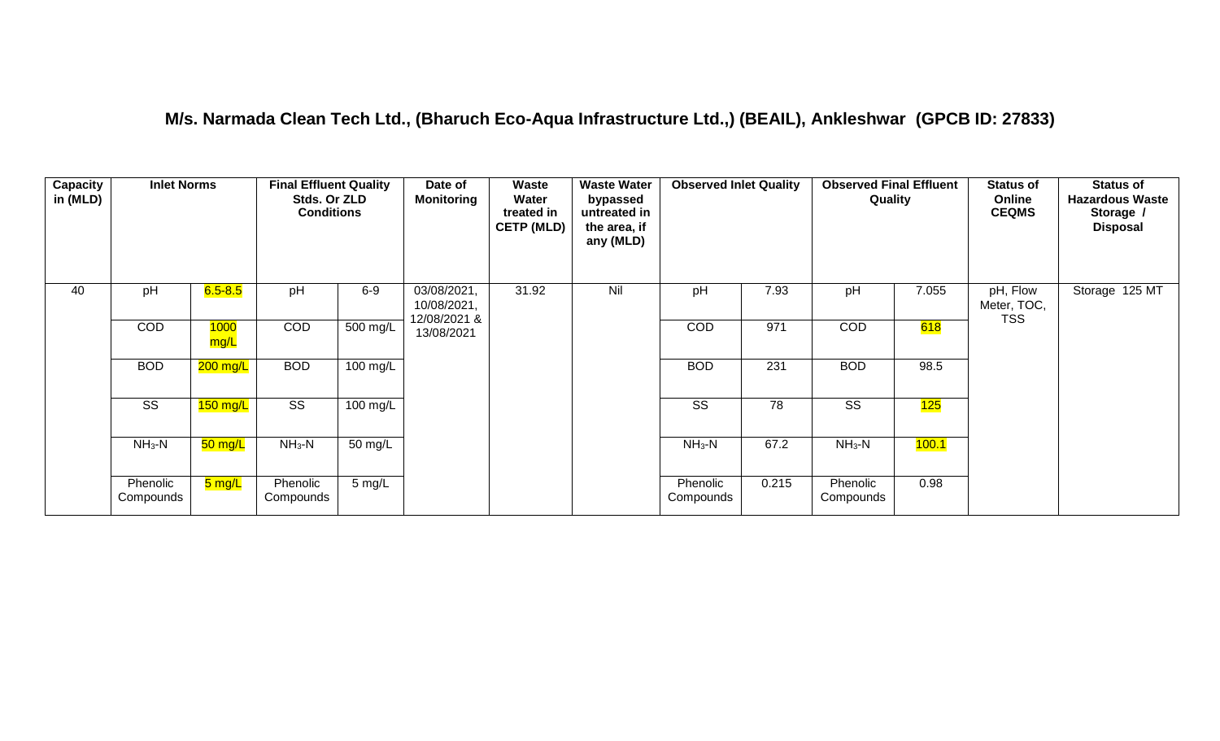## M/s. Narmada Clean Tech Ltd., (Bharuch Eco-Aqua Infrastructure Ltd.,) (BEAIL), Ankleshwar (GPCB ID: 27833)

| Capacity in (MLD) | Inlet Norms | | Final Effluent Quality Stds. Or ZLD Conditions | | Date of Monitoring | Waste Water treated in CETP (MLD) | Waste Water bypassed untreated in the area, if any (MLD) | Observed Inlet Quality | | Observed Final Effluent Quality | | Status of Online CEQMS | Status of Hazardous Waste Storage / Disposal |
|---|---|---|---|---|---|---|---|---|---|---|---|---|---|
| 40 | pH | 6.5-8.5 | pH | 6-9 | 03/08/2021, 10/08/2021, 12/08/2021 & 13/08/2021 | 31.92 | Nil | pH | 7.93 | pH | 7.055 | pH, Flow Meter, TOC, TSS | Storage 125 MT |
| | COD | 1000 mg/L | COD | 500 mg/L | | | | COD | 971 | COD | 618 | | |
| | BOD | 200 mg/L | BOD | 100 mg/L | | | | BOD | 231 | BOD | 98.5 | | |
| | SS | 150 mg/L | SS | 100 mg/L | | | | SS | 78 | SS | 125 | | |
| | $NH_3$-N | 50 mg/L | $NH_3$-N | 50 mg/L | | | | $NH_3$-N | 67.2 | $NH_3$-N | 100.1 | | |
| | Phenolic Compounds | 5 mg/L | Phenolic Compounds | 5 mg/L | | | | Phenolic Compounds | 0.215 | Phenolic Compounds | 0.98 | | |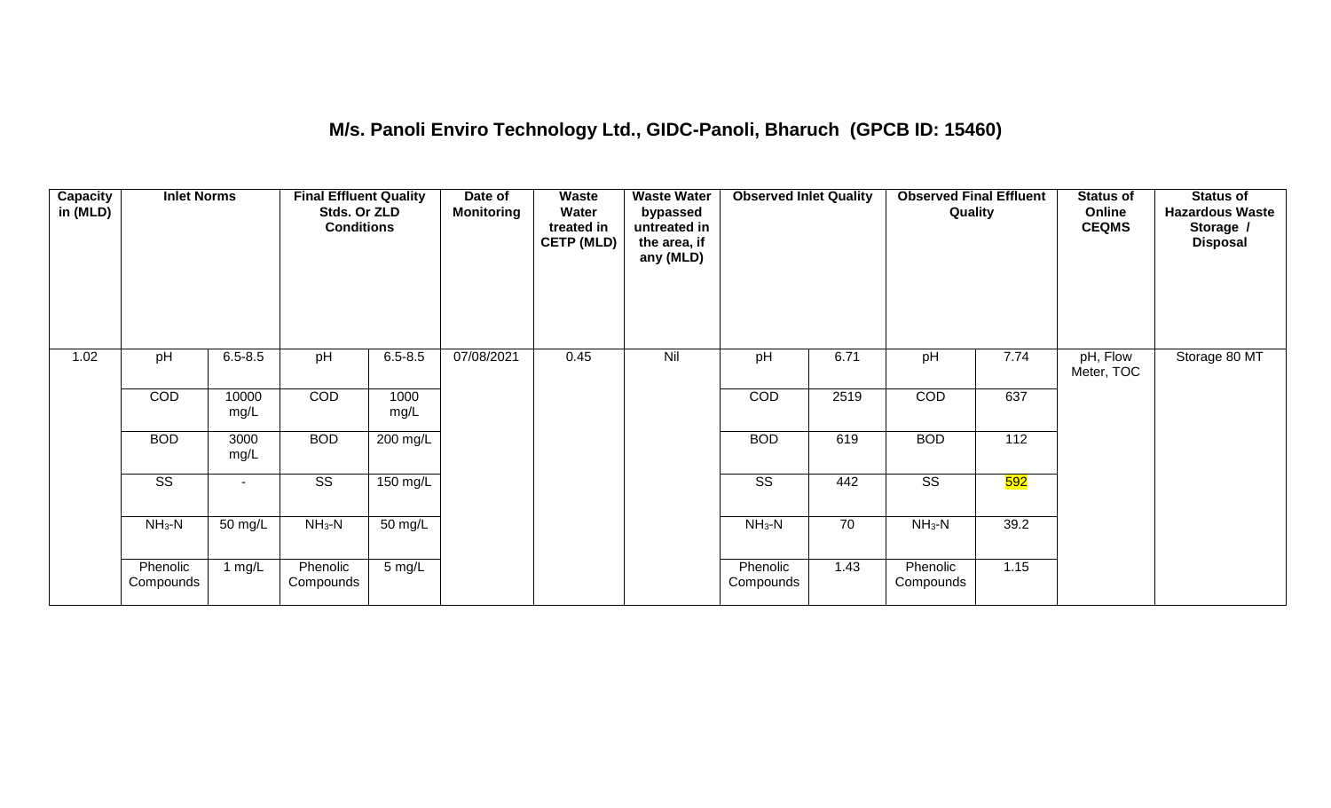# M/s. Panoli Enviro Technology Ltd., GIDC-Panoli, Bharuch (GPCB ID: 15460)

| Capacity in (MLD) | Inlet Norms | | Final Effluent Quality Stds. Or ZLD Conditions | | Date of Monitoring | Waste Water treated in CETP (MLD) | Waste Water bypassed untreated in the area, if any (MLD) | Observed Inlet Quality | | Observed Final Effluent Quality | | Status of Online CEQMS | Status of Hazardous Waste Storage / Disposal |
|---|---|---|---|---|---|---|---|---|---|---|---|---|---|
| 1.02 | pH | 6.5-8.5 | pH | 6.5-8.5 | 07/08/2021 | 0.45 | Nil | pH | 6.71 | pH | 7.74 | pH, Flow Meter, TOC | Storage 80 MT |
| | COD | 10000 mg/L | COD | 1000 mg/L | | | | COD | 2519 | COD | 637 | | |
| | BOD | 3000 mg/L | BOD | 200 mg/L | | | | BOD | 619 | BOD | 112 | | |
| | SS | - | SS | 150 mg/L | | | | SS | 442 | SS | 592 | | |
| | $NH_3$-N | 50 mg/L | $NH_3$-N | 50 mg/L | | | | $NH_3$-N | 70 | $NH_3$-N | 39.2 | | |
| | Phenolic Compounds | 1 mg/L | Phenolic Compounds | 5 mg/L | | | | Phenolic Compounds | 1.43 | Phenolic Compounds | 1.15 | | |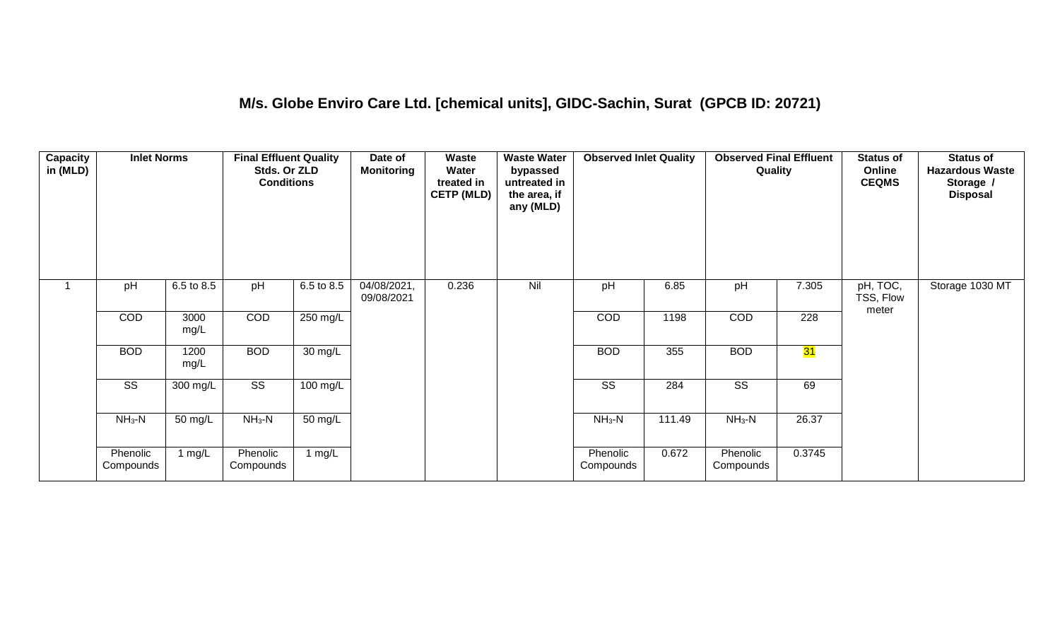## M/s. Globe Enviro Care Ltd. [chemical units], GIDC-Sachin, Surat (GPCB ID: 20721)

| Capacity in (MLD) | Inlet Norms | | Final Effluent Quality Stds. Or ZLD Conditions | | Date of Monitoring | Waste Water treated in CETP (MLD) | Waste Water bypassed untreated in the area, if any (MLD) | Observed Inlet Quality | | Observed Final Effluent Quality | | Status of Online CEQMS | Status of Hazardous Waste Storage / Disposal |
|---|---|---|---|---|---|---|---|---|---|---|---|---|---|
| 1 | pH | 6.5 to 8.5 | pH | 6.5 to 8.5 | 04/08/2021, 09/08/2021 | 0.236 | Nil | pH | 6.85 | pH | 7.305 | pH, TOC, TSS, Flow meter | Storage 1030 MT |
| | COD | 3000 mg/L | COD | 250 mg/L | | | | COD | 1198 | COD | 228 | | |
| | BOD | 1200 mg/L | BOD | 30 mg/L | | | | BOD | 355 | BOD | 31 | | |
| | SS | 300 mg/L | SS | 100 mg/L | | | | SS | 284 | SS | 69 | | |
| | $NH_3$-N | 50 mg/L | $NH_3$-N | 50 mg/L | | | | $NH_3$-N | 111.49 | $NH_3$-N | 26.37 | | |
| | Phenolic Compounds | 1 mg/L | Phenolic Compounds | 1 mg/L | | | | Phenolic Compounds | 0.672 | Phenolic Compounds | 0.3745 | | |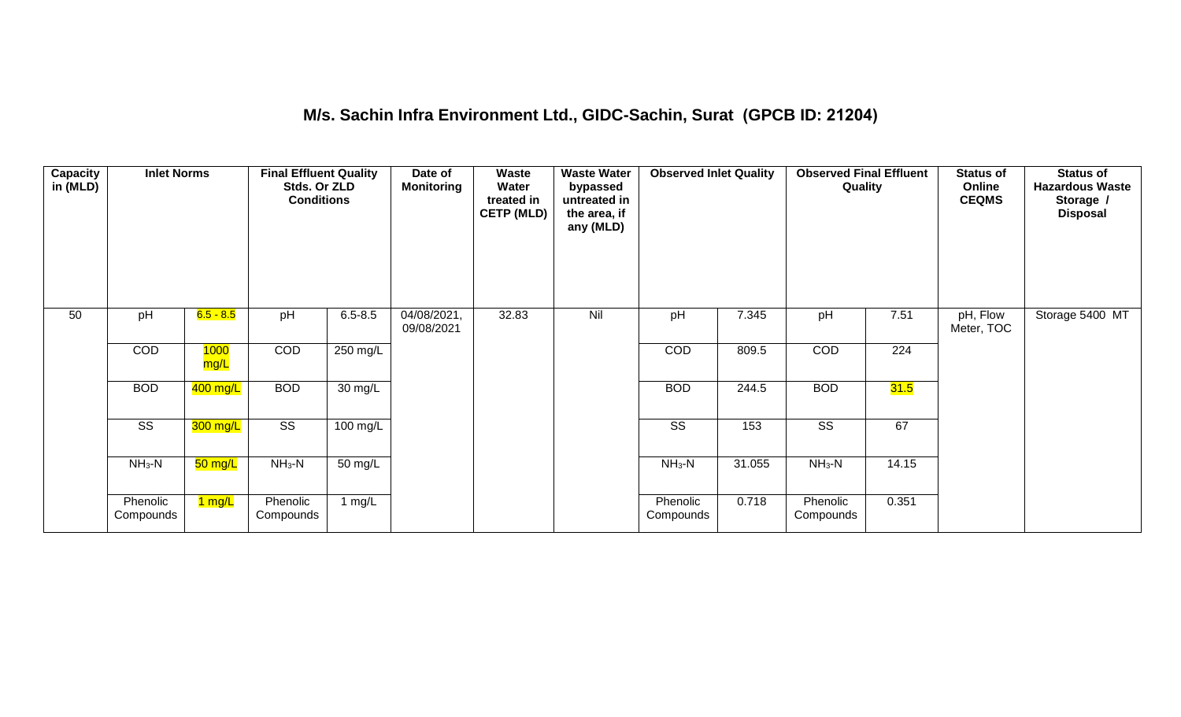## M/s. Sachin Infra Environment Ltd., GIDC-Sachin, Surat (GPCB ID: 21204)

| Capacity in (MLD) | Inlet Norms | | Final Effluent Quality Stds. Or ZLD Conditions | | Date of Monitoring | Waste Water treated in CETP (MLD) | Waste Water bypassed untreated in the area, if any (MLD) | Observed Inlet Quality | | Observed Final Effluent Quality | | Status of Online CEQMS | Status of Hazardous Waste Storage / Disposal |
|---|---|---|---|---|---|---|---|---|---|---|---|---|---|
| 50 | pH | 6.5 - 8.5 | pH | 6.5-8.5 | 04/08/2021, 09/08/2021 | 32.83 | Nil | pH | 7.345 | pH | 7.51 | pH, Flow Meter, TOC | Storage 5400 MT |
| | COD | 1000 mg/L | COD | 250 mg/L | | | | COD | 809.5 | COD | 224 | | |
| | BOD | 400 mg/L | BOD | 30 mg/L | | | | BOD | 244.5 | BOD | 31.5 | | |
| | SS | 300 mg/L | SS | 100 mg/L | | | | SS | 153 | SS | 67 | | |
| | $NH_3$-N | 50 mg/L | $NH_3$-N | 50 mg/L | | | | $NH_3$-N | 31.055 | $NH_3$-N | 14.15 | | |
| | Phenolic Compounds | 1 mg/L | Phenolic Compounds | 1 mg/L | | | | Phenolic Compounds | 0.718 | Phenolic Compounds | 0.351 | | |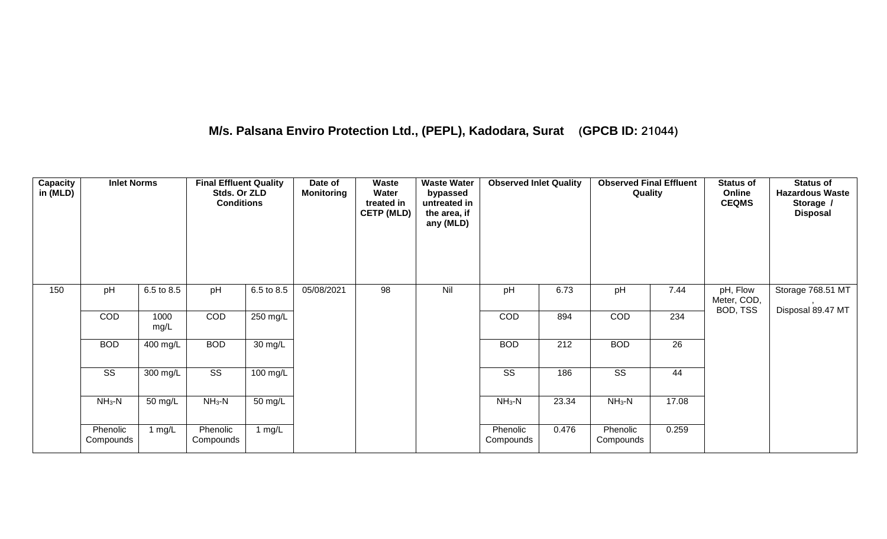## M/s. Palsana Enviro Protection Ltd., (PEPL), Kadodara, Surat (GPCB ID: 21044)

| Capacity in (MLD) | Inlet Norms | | Final Effluent Quality Stds. Or ZLD Conditions | | Date of Monitoring | Waste Water treated in CETP (MLD) | Waste Water bypassed untreated in the area, if any (MLD) | Observed Inlet Quality | | Observed Final Effluent Quality | | Status of Online CEQMS | Status of Hazardous Waste Storage / Disposal |
|---|---|---|---|---|---|---|---|---|---|---|---|---|---|
| 150 | pH | 6.5 to 8.5 | pH | 6.5 to 8.5 | 05/08/2021 | 98 | Nil | pH | 6.73 | pH | 7.44 | pH, Flow Meter, COD, BOD, TSS | Storage 768.51 MT , Disposal 89.47 MT |
| | COD | 1000 mg/L | COD | 250 mg/L | | | | COD | 894 | COD | 234 | | |
| | BOD | 400 mg/L | BOD | 30 mg/L | | | | BOD | 212 | BOD | 26 | | |
| | SS | 300 mg/L | SS | 100 mg/L | | | | SS | 186 | SS | 44 | | |
| | $NH_3$-N | 50 mg/L | $NH_3$-N | 50 mg/L | | | | $NH_3$-N | 23.34 | $NH_3$-N | 17.08 | | |
| | Phenolic Compounds | 1 mg/L | Phenolic Compounds | 1 mg/L | | | | Phenolic Compounds | 0.476 | Phenolic Compounds | 0.259 | | |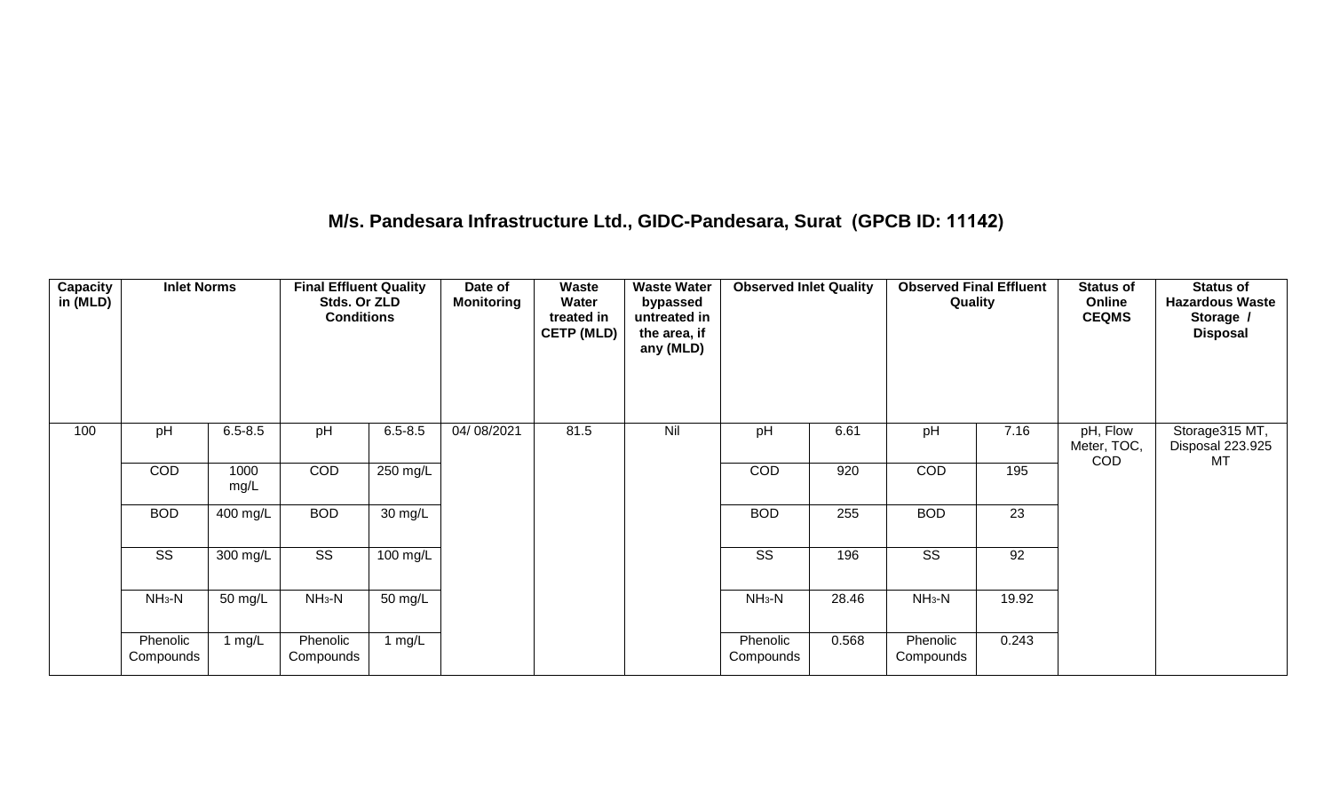## M/s. Pandesara Infrastructure Ltd., GIDC-Pandesara, Surat (GPCB ID: 11142)

| Capacity in (MLD) | Inlet Norms | | Final Effluent Quality Stds. Or ZLD Conditions | | Date of Monitoring | Waste Water treated in CETP (MLD) | Waste Water bypassed untreated in the area, if any (MLD) | Observed Inlet Quality | | Observed Final Effluent Quality | | Status of Online CEQMS | Status of Hazardous Waste Storage / Disposal |
|---|---|---|---|---|---|---|---|---|---|---|---|---|---|
| 100 | pH | 6.5-8.5 | pH | 6.5-8.5 | 04/ 08/2021 | 81.5 | Nil | pH | 6.61 | pH | 7.16 | pH, Flow Meter, TOC, COD | Storage315 MT, Disposal 223.925 MT |
| | COD | 1000 mg/L | COD | 250 mg/L | | | | COD | 920 | COD | 195 | | |
| | BOD | 400 mg/L | BOD | 30 mg/L | | | | BOD | 255 | BOD | 23 | | |
| | SS | 300 mg/L | SS | 100 mg/L | | | | SS | 196 | SS | 92 | | |
| | $NH_3$-N | 50 mg/L | $NH_3$-N | 50 mg/L | | | | $NH_3$-N | 28.46 | $NH_3$-N | 19.92 | | |
| | Phenolic Compounds | 1 mg/L | Phenolic Compounds | 1 mg/L | | | | Phenolic Compounds | 0.568 | Phenolic Compounds | 0.243 | | |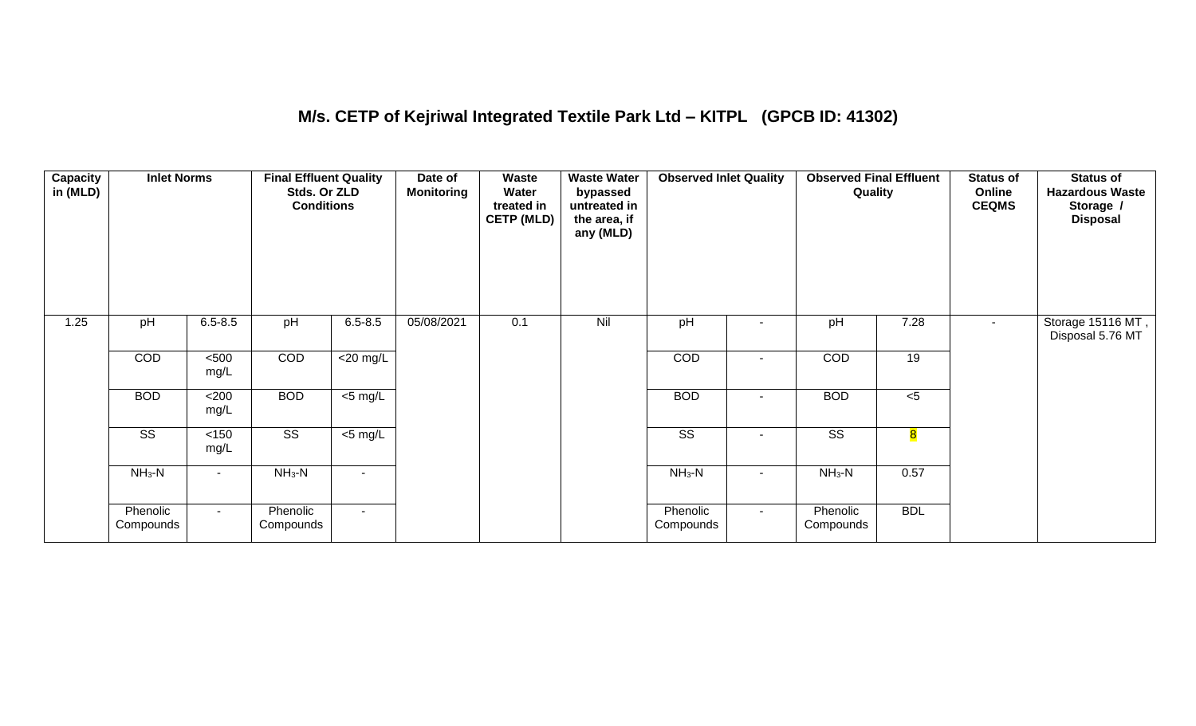## M/s. CETP of Kejriwal Integrated Textile Park Ltd – KITPL (GPCB ID: 41302)

| Capacity in (MLD) | Inlet Norms | | Final Effluent Quality Stds. Or ZLD Conditions | | Date of Monitoring | Waste Water treated in CETP (MLD) | Waste Water bypassed untreated in the area, if any (MLD) | Observed Inlet Quality | | Observed Final Effluent Quality | | Status of Online CEQMS | Status of Hazardous Waste Storage / Disposal |
|---|---|---|---|---|---|---|---|---|---|---|---|---|---|
| 1.25 | pH | 6.5-8.5 | pH | 6.5-8.5 | 05/08/2021 | 0.1 | Nil | pH | - | pH | 7.28 | - | Storage 15116 MT , Disposal 5.76 MT |
| | COD | <500 mg/L | COD | <20 mg/L | | | | COD | - | COD | 19 | | |
| | BOD | <200 mg/L | BOD | <5 mg/L | | | | BOD | - | BOD | <5 | | |
| | SS | <150 mg/L | SS | <5 mg/L | | | | SS | - | SS | 8 | | |
| | $NH_3$-N | - | $NH_3$-N | - | | | | $NH_3$-N | - | $NH_3$-N | 0.57 | | |
| | Phenolic Compounds | - | Phenolic Compounds | - | | | | Phenolic Compounds | - | Phenolic Compounds | BDL | | |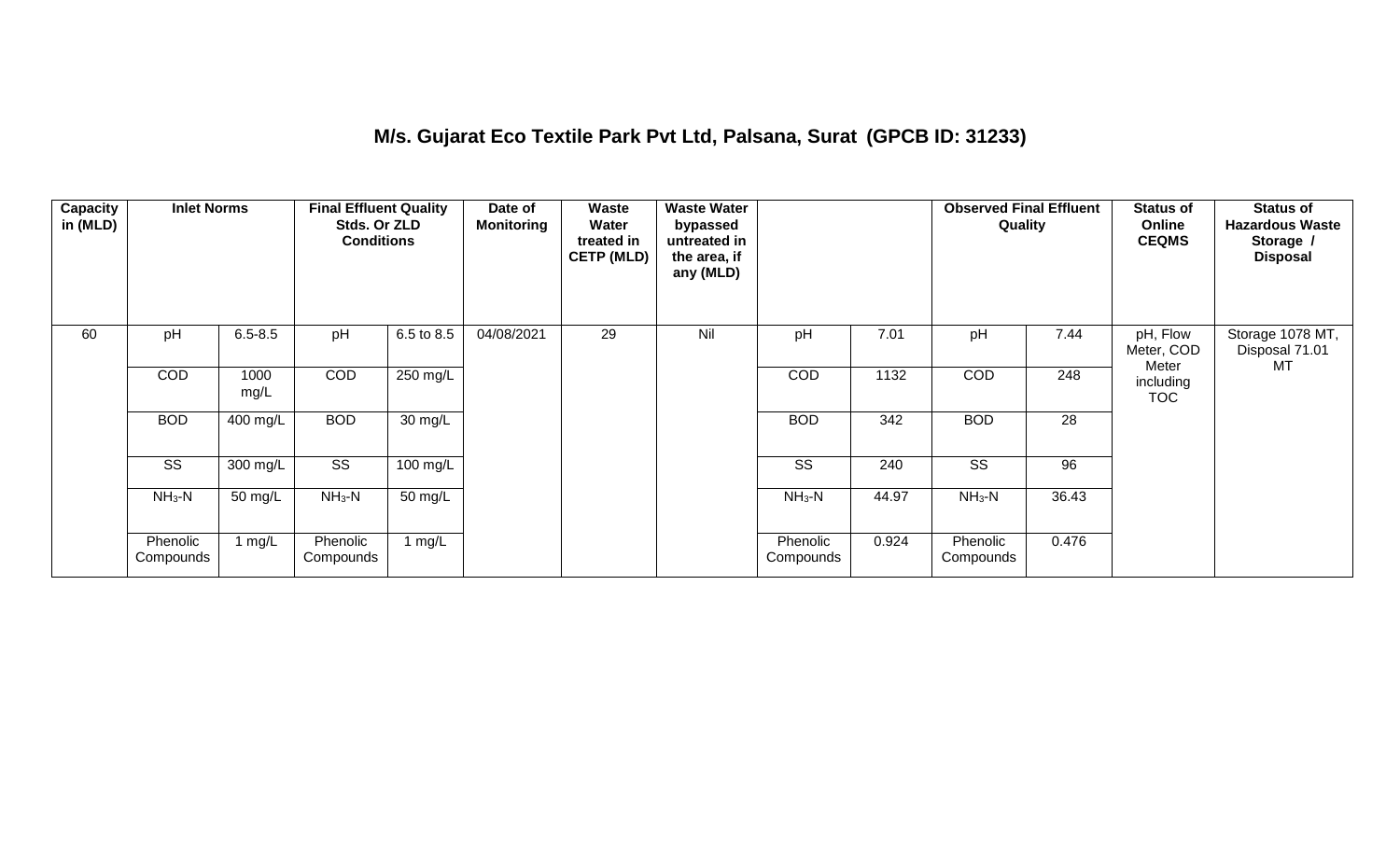# M/s. Gujarat Eco Textile Park Pvt Ltd, Palsana, Surat (GPCB ID: 31233)

| Capacity in (MLD) | Inlet Norms | | Final Effluent Quality Stds. Or ZLD Conditions | | Date of Monitoring | Waste Water treated in CETP (MLD) | Waste Water bypassed untreated in the area, if any (MLD) | | | Observed Final Effluent Quality | | Status of Online CEQMS | Status of Hazardous Waste Storage / Disposal |
|---|---|---|---|---|---|---|---|---|---|---|---|---|---|
| 60 | pH | 6.5-8.5 | pH | 6.5 to 8.5 | 04/08/2021 | 29 | Nil | pH | 7.01 | pH | 7.44 | pH, Flow Meter, COD Meter including TOC | Storage 1078 MT, Disposal 71.01 MT |
| | COD | 1000 mg/L | COD | 250 mg/L | | | | COD | 1132 | COD | 248 | | |
| | BOD | 400 mg/L | BOD | 30 mg/L | | | | BOD | 342 | BOD | 28 | | |
| | SS | 300 mg/L | SS | 100 mg/L | | | | SS | 240 | SS | 96 | | |
| | $NH_3$-N | 50 mg/L | $NH_3$-N | 50 mg/L | | | | $NH_3$-N | 44.97 | $NH_3$-N | 36.43 | | |
| | Phenolic Compounds | 1 mg/L | Phenolic Compounds | 1 mg/L | | | | Phenolic Compounds | 0.924 | Phenolic Compounds | 0.476 | | |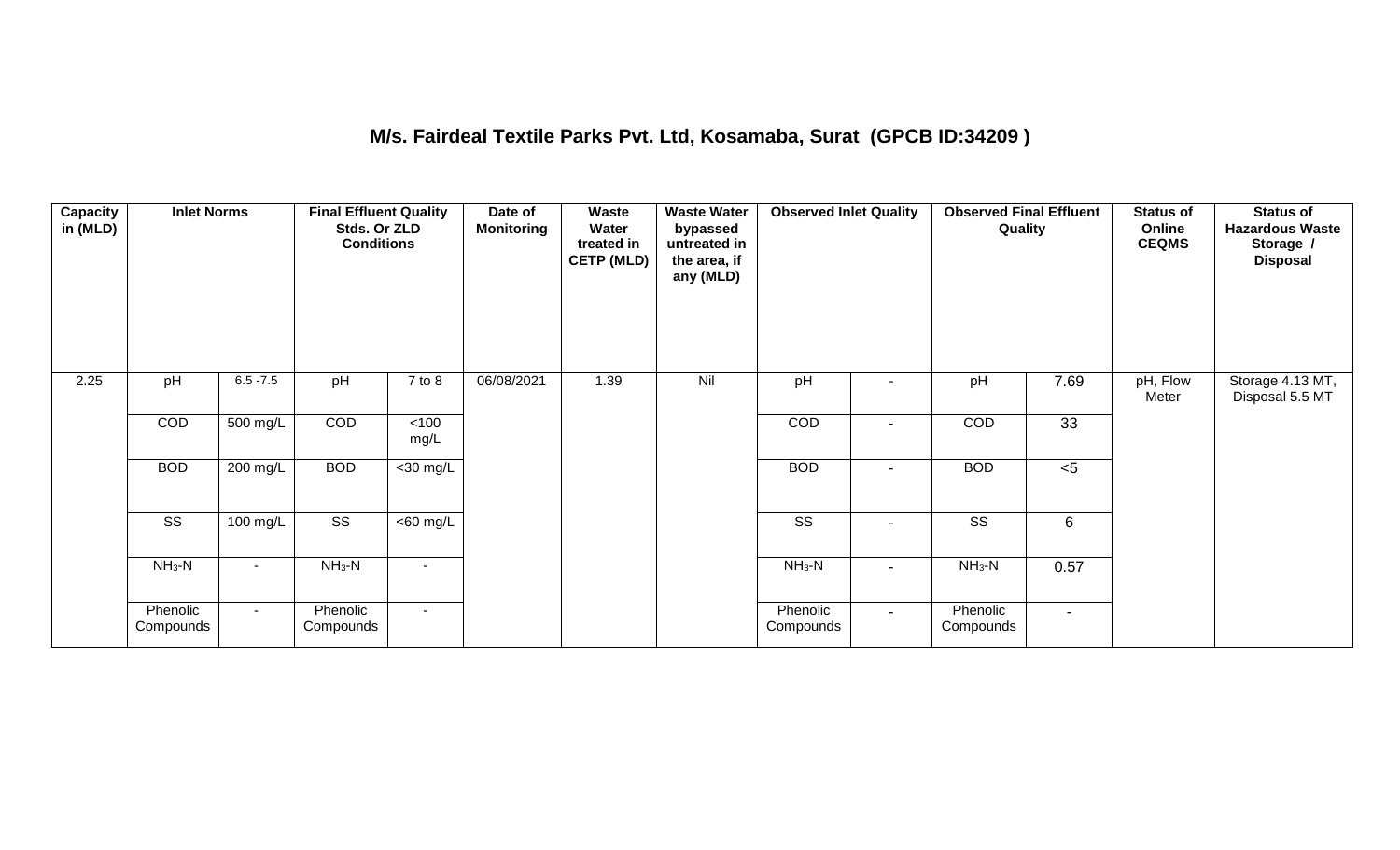## M/s. Fairdeal Textile Parks Pvt. Ltd, Kosamaba, Surat (GPCB ID:34209 )

| Capacity in (MLD) | Inlet Norms | | Final Effluent Quality Stds. Or ZLD Conditions | | Date of Monitoring | Waste Water treated in CETP (MLD) | Waste Water bypassed untreated in the area, if any (MLD) | Observed Inlet Quality | | Observed Final Effluent Quality | | Status of Online CEQMS | Status of Hazardous Waste Storage / Disposal |
|---|---|---|---|---|---|---|---|---|---|---|---|---|---|
| 2.25 | pH | 6.5 -7.5 | pH | 7 to 8 | 06/08/2021 | 1.39 | Nil | pH | - | pH | 7.69 | pH, Flow Meter | Storage 4.13 MT, Disposal 5.5 MT |
| | COD | 500 mg/L | COD | <100 mg/L | | | | COD | - | COD | 33 | | |
| | BOD | 200 mg/L | BOD | <30 mg/L | | | | BOD | - | BOD | <5 | | |
| | SS | 100 mg/L | SS | <60 mg/L | | | | SS | - | SS | 6 | | |
| | $NH_3$-N | - | $NH_3$-N | - | | | | $NH_3$-N | - | $NH_3$-N | 0.57 | | |
| | Phenolic Compounds | - | Phenolic Compounds | - | | | | Phenolic Compounds | - | Phenolic Compounds | - | | |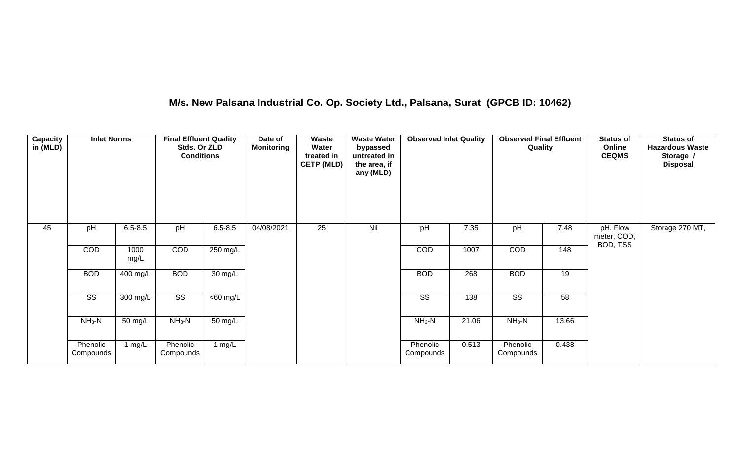## M/s. New Palsana Industrial Co. Op. Society Ltd., Palsana, Surat (GPCB ID: 10462)

| Capacity in (MLD) | Inlet Norms | | Final Effluent Quality Stds. Or ZLD Conditions | | Date of Monitoring | Waste Water treated in CETP (MLD) | Waste Water bypassed untreated in the area, if any (MLD) | Observed Inlet Quality | | Observed Final Effluent Quality | | Status of Online CEQMS | Status of Hazardous Waste Storage / Disposal |
|---|---|---|---|---|---|---|---|---|---|---|---|---|---|
| 45 | pH | 6.5-8.5 | pH | 6.5-8.5 | 04/08/2021 | 25 | Nil | pH | 7.35 | pH | 7.48 | pH, Flow meter, COD, BOD, TSS | Storage 270 MT, |
| | COD | 1000 mg/L | COD | 250 mg/L | | | | COD | 1007 | COD | 148 | | |
| | BOD | 400 mg/L | BOD | 30 mg/L | | | | BOD | 268 | BOD | 19 | | |
| | SS | 300 mg/L | SS | <60 mg/L | | | | SS | 138 | SS | 58 | | |
| | $NH_3$-N | 50 mg/L | $NH_3$-N | 50 mg/L | | | | $NH_3$-N | 21.06 | $NH_3$-N | 13.66 | | |
| | Phenolic Compounds | 1 mg/L | Phenolic Compounds | 1 mg/L | | | | Phenolic Compounds | 0.513 | Phenolic Compounds | 0.438 | | |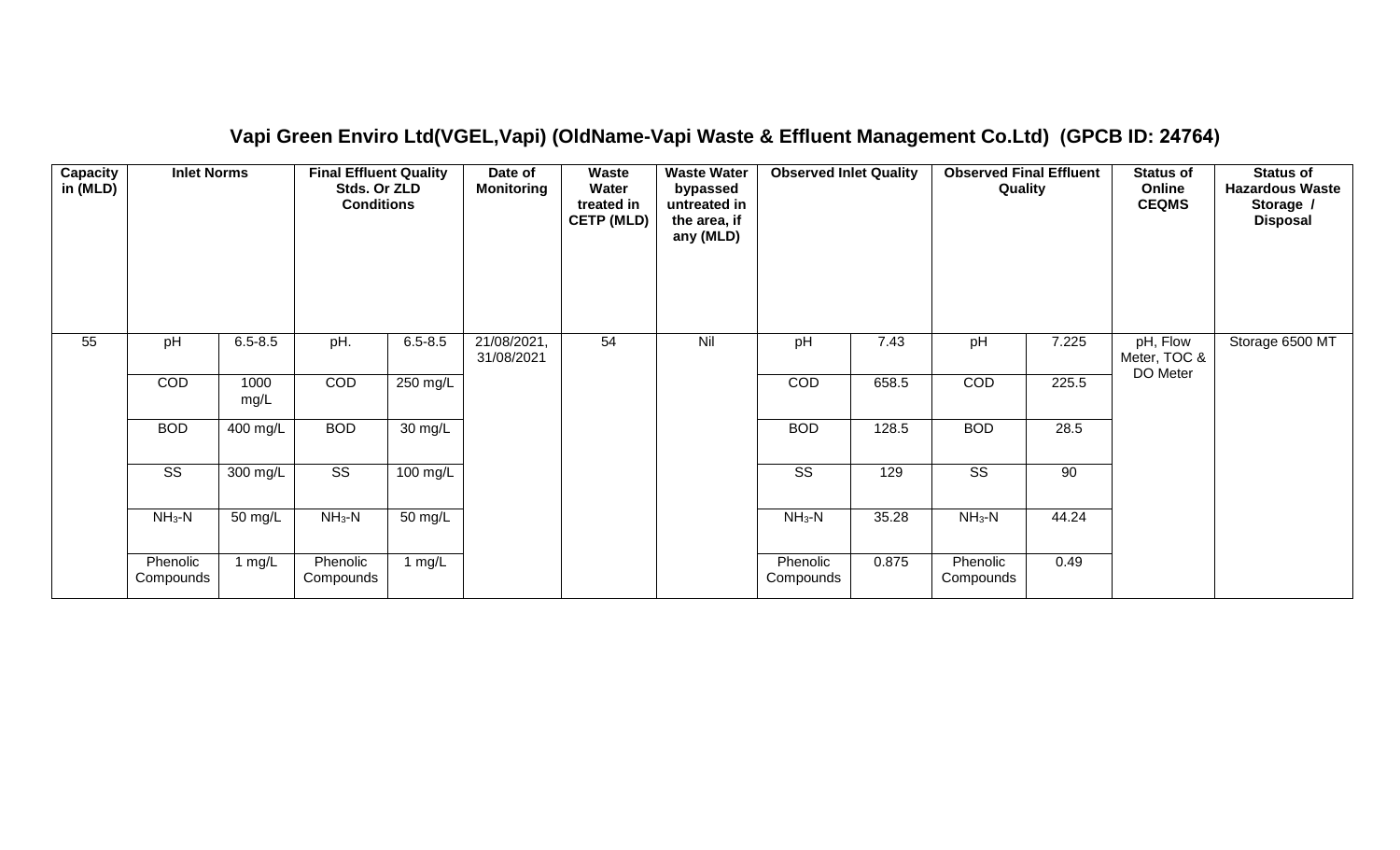## Vapi Green Enviro Ltd(VGEL,Vapi) (OldName-Vapi Waste & Effluent Management Co.Ltd) (GPCB ID: 24764)

| Capacity in (MLD) | Inlet Norms | | Final Effluent Quality Stds. Or ZLD Conditions | | Date of Monitoring | Waste Water treated in CETP (MLD) | Waste Water bypassed untreated in the area, if any (MLD) | Observed Inlet Quality | | Observed Final Effluent Quality | | Status of Online CEQMS | Status of Hazardous Waste Storage / Disposal |
|---|---|---|---|---|---|---|---|---|---|---|---|---|---|
| 55 | pH | 6.5-8.5 | pH. | 6.5-8.5 | 21/08/2021, 31/08/2021 | 54 | Nil | pH | 7.43 | pH | 7.225 | pH, Flow Meter, TOC & DO Meter | Storage 6500 MT |
| | COD | 1000 mg/L | COD | 250 mg/L | | | | COD | 658.5 | COD | 225.5 | | |
| | BOD | 400 mg/L | BOD | 30 mg/L | | | | BOD | 128.5 | BOD | 28.5 | | |
| | SS | 300 mg/L | SS | 100 mg/L | | | | SS | 129 | SS | 90 | | |
| | $NH_3$-N | 50 mg/L | $NH_3$-N | 50 mg/L | | | | $NH_3$-N | 35.28 | $NH_3$-N | 44.24 | | |
| | Phenolic Compounds | 1 mg/L | Phenolic Compounds | 1 mg/L | | | | Phenolic Compounds | 0.875 | Phenolic Compounds | 0.49 | | |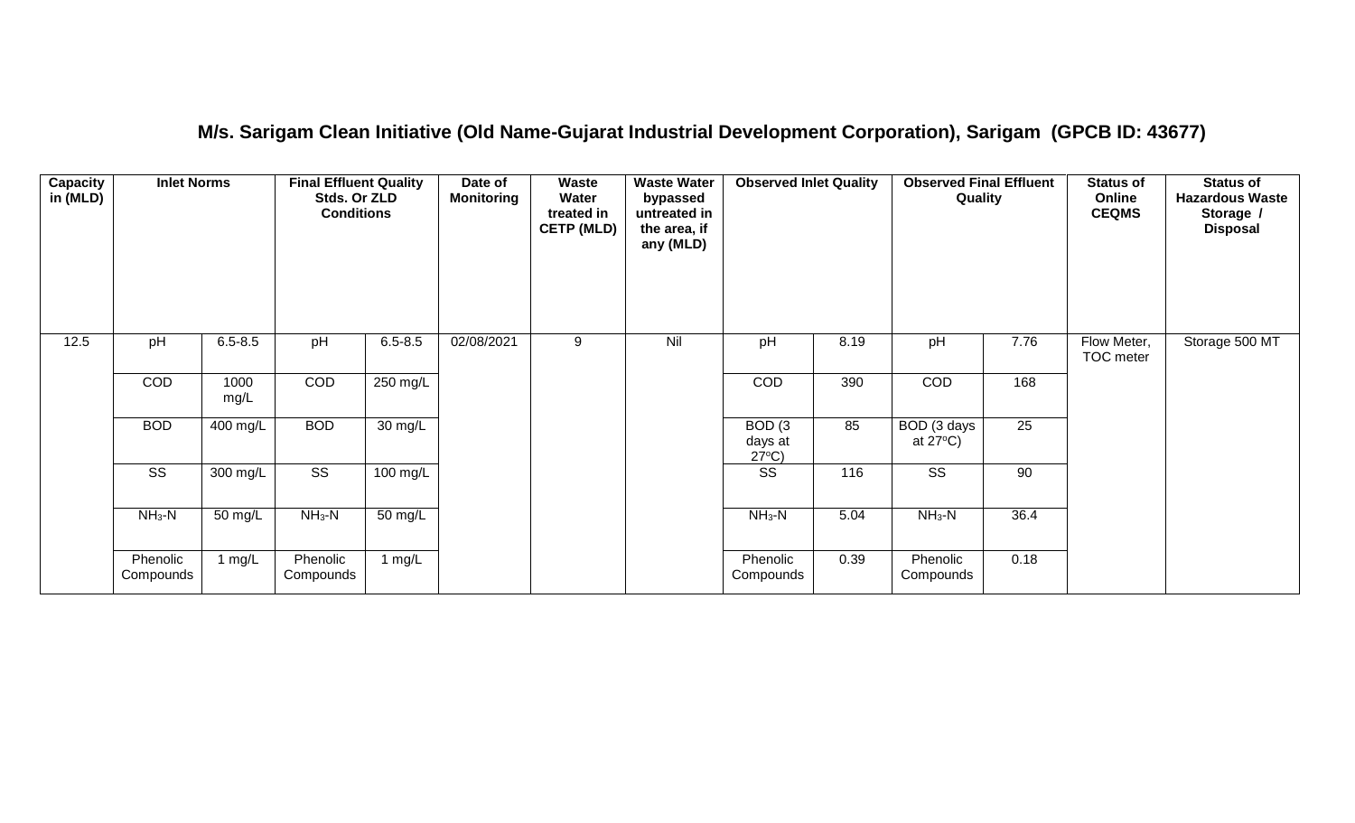## M/s. Sarigam Clean Initiative (Old Name-Gujarat Industrial Development Corporation), Sarigam (GPCB ID: 43677)

| Capacity in (MLD) | Inlet Norms | | Final Effluent Quality Stds. Or ZLD Conditions | | Date of Monitoring | Waste Water treated in CETP (MLD) | Waste Water bypassed untreated in the area, if any (MLD) | Observed Inlet Quality | | Observed Final Effluent Quality | | Status of Online CEQMS | Status of Hazardous Waste Storage / Disposal |
|---|---|---|---|---|---|---|---|---|---|---|---|---|---|
| 12.5 | pH | 6.5-8.5 | pH | 6.5-8.5 | 02/08/2021 | 9 | Nil | pH | 8.19 | pH | 7.76 | Flow Meter, TOC meter | Storage 500 MT |
| | COD | 1000 mg/L | COD | 250 mg/L | | | | COD | 390 | COD | 168 | | |
| | BOD | 400 mg/L | BOD | 30 mg/L | | | | BOD (3 days at 27ºC) | 85 | BOD (3 days at 27ºC) | 25 | | |
| | SS | 300 mg/L | SS | 100 mg/L | | | | SS | 116 | SS | 90 | | |
| | $NH_3$-N | 50 mg/L | $NH_3$-N | 50 mg/L | | | | $NH_3$-N | 5.04 | $NH_3$-N | 36.4 | | |
| | Phenolic Compounds | 1 mg/L | Phenolic Compounds | 1 mg/L | | | | Phenolic Compounds | 0.39 | Phenolic Compounds | 0.18 | | |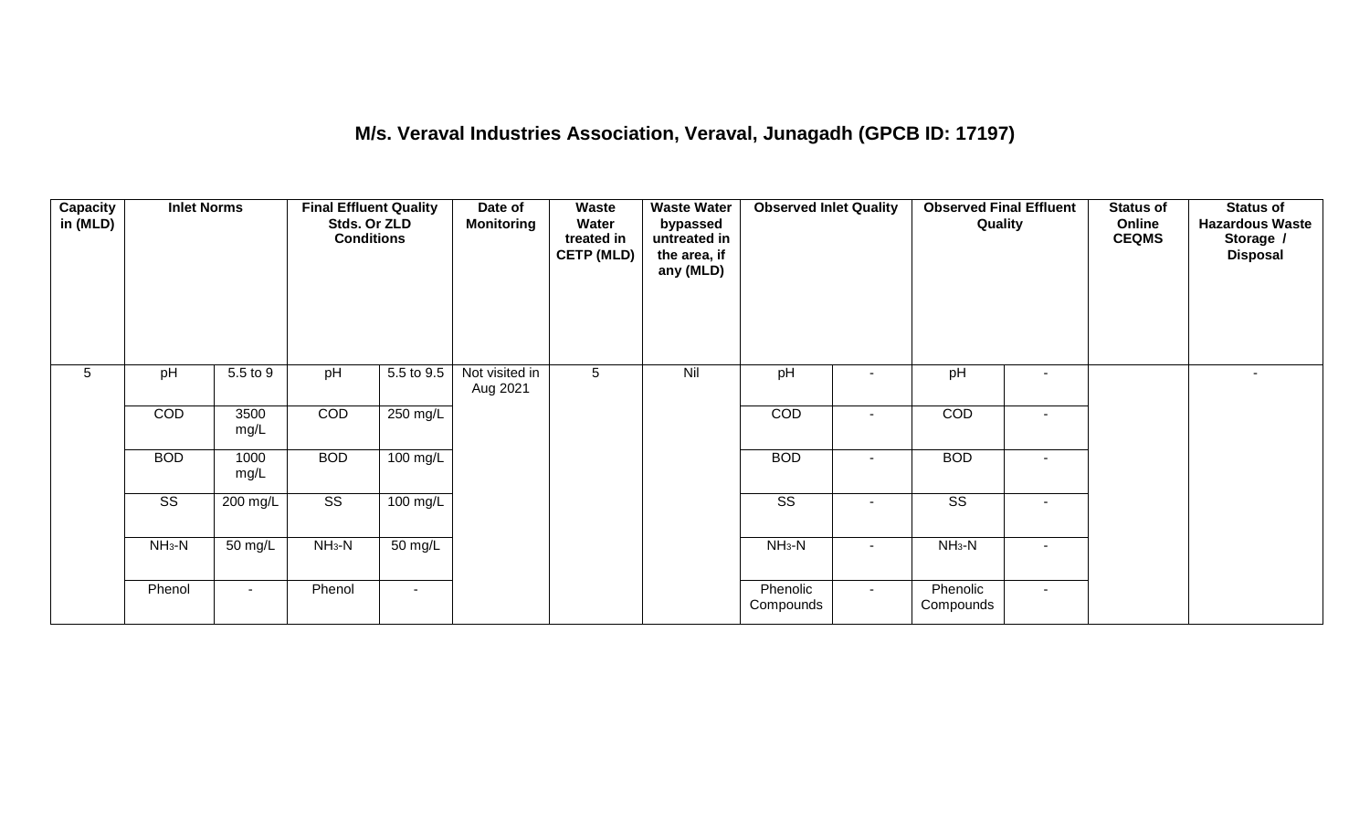## M/s. Veraval Industries Association, Veraval, Junagadh (GPCB ID: 17197)

| Capacity in (MLD) | Inlet Norms | | Final Effluent Quality Stds. Or ZLD Conditions | | Date of Monitoring | Waste Water treated in CETP (MLD) | Waste Water bypassed untreated in the area, if any (MLD) | Observed Inlet Quality | | Observed Final Effluent Quality | | Status of Online CEQMS | Status of Hazardous Waste Storage / Disposal |
|---|---|---|---|---|---|---|---|---|---|---|---|---|---|
| 5 | pH | 5.5 to 9 | pH | 5.5 to 9.5 | Not visited in Aug 2021 | 5 | Nil | pH | - | pH | - | | - |
| | COD | 3500 mg/L | COD | 250 mg/L | | | | COD | - | COD | - | | |
| | BOD | 1000 mg/L | BOD | 100 mg/L | | | | BOD | - | BOD | - | | |
| | SS | 200 mg/L | SS | 100 mg/L | | | | SS | - | SS | - | | |
| | $NH_3$-N | 50 mg/L | $NH_3$-N | 50 mg/L | | | | $NH_3$-N | - | $NH_3$-N | - | | |
| | Phenol | - | Phenol | - | | | | Phenolic Compounds | - | Phenolic Compounds | - | | |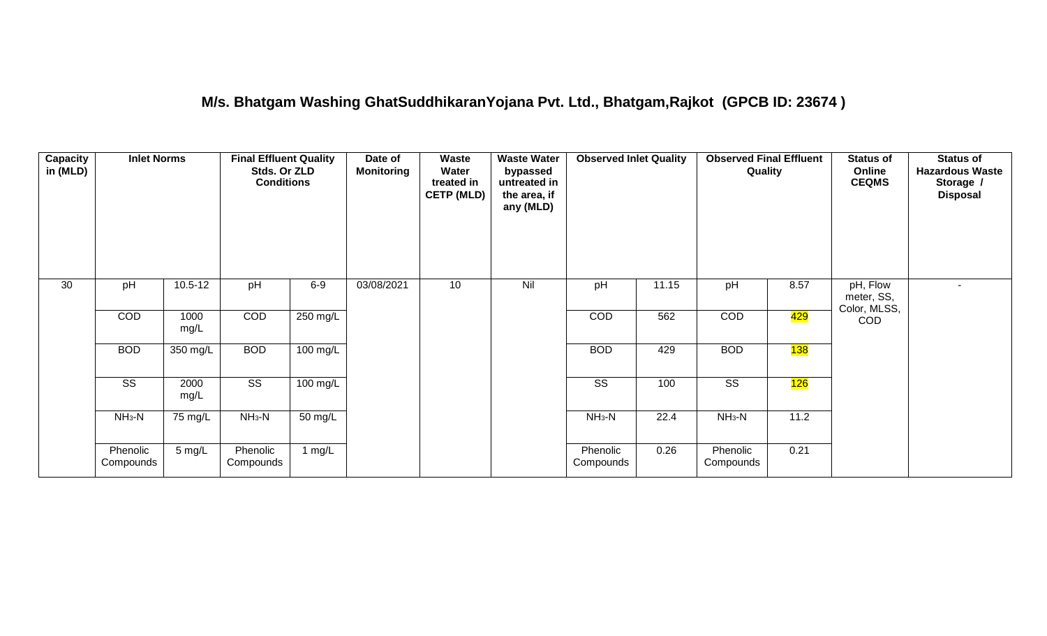# M/s. Bhatgam Washing GhatSuddhikaranYojana Pvt. Ltd., Bhatgam,Rajkot (GPCB ID: 23674 )

| Capacity in (MLD) | Inlet Norms | | Final Effluent Quality Stds. Or ZLD Conditions | | Date of Monitoring | Waste Water treated in CETP (MLD) | Waste Water bypassed untreated in the area, if any (MLD) | Observed Inlet Quality | | Observed Final Effluent Quality | | Status of Online CEQMS | Status of Hazardous Waste Storage / Disposal |
|---|---|---|---|---|---|---|---|---|---|---|---|---|---|
| 30 | pH | 10.5-12 | pH | 6-9 | 03/08/2021 | 10 | Nil | pH | 11.15 | pH | 8.57 | pH, Flow meter, SS, Color, MLSS, COD | - |
| | COD | 1000 mg/L | COD | 250 mg/L | | | | COD | 562 | COD | 429 | | |
| | BOD | 350 mg/L | BOD | 100 mg/L | | | | BOD | 429 | BOD | 138 | | |
| | SS | 2000 mg/L | SS | 100 mg/L | | | | SS | 100 | SS | 126 | | |
| | $NH_3$-N | 75 mg/L | $NH_3$-N | 50 mg/L | | | | $NH_3$-N | 22.4 | $NH_3$-N | 11.2 | | |
| | Phenolic Compounds | 5 mg/L | Phenolic Compounds | 1 mg/L | | | | Phenolic Compounds | 0.26 | Phenolic Compounds | 0.21 | | |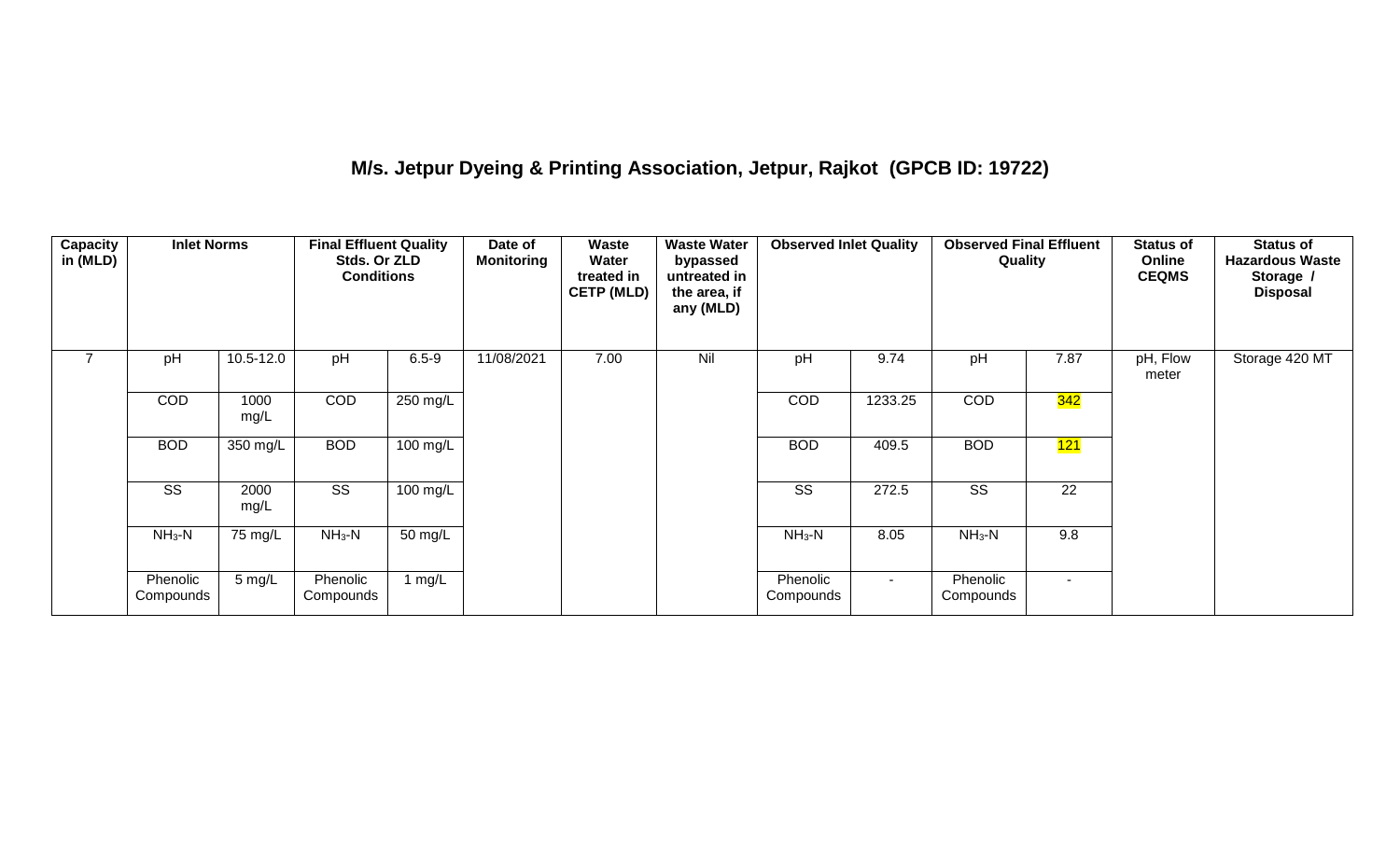# M/s. Jetpur Dyeing & Printing Association, Jetpur, Rajkot (GPCB ID: 19722)

| Capacity in (MLD) | Inlet Norms | | Final Effluent Quality Stds. Or ZLD Conditions | | Date of Monitoring | Waste Water treated in CETP (MLD) | Waste Water bypassed untreated in the area, if any (MLD) | Observed Inlet Quality | | Observed Final Effluent Quality | | Status of Online CEQMS | Status of Hazardous Waste Storage / Disposal |
|---|---|---|---|---|---|---|---|---|---|---|---|---|---|
| 7 | pH | 10.5-12.0 | pH | 6.5-9 | 11/08/2021 | 7.00 | Nil | pH | 9.74 | pH | 7.87 | pH, Flow meter | Storage 420 MT |
| | COD | 1000 mg/L | COD | 250 mg/L | | | | COD | 1233.25 | COD | 342 | | |
| | BOD | 350 mg/L | BOD | 100 mg/L | | | | BOD | 409.5 | BOD | 121 | | |
| | SS | 2000 mg/L | SS | 100 mg/L | | | | SS | 272.5 | SS | 22 | | |
| | $NH_3$-N | 75 mg/L | $NH_3$-N | 50 mg/L | | | | $NH_3$-N | 8.05 | $NH_3$-N | 9.8 | | |
| | Phenolic Compounds | 5 mg/L | Phenolic Compounds | 1 mg/L | | | | Phenolic Compounds | - | Phenolic Compounds | - | | |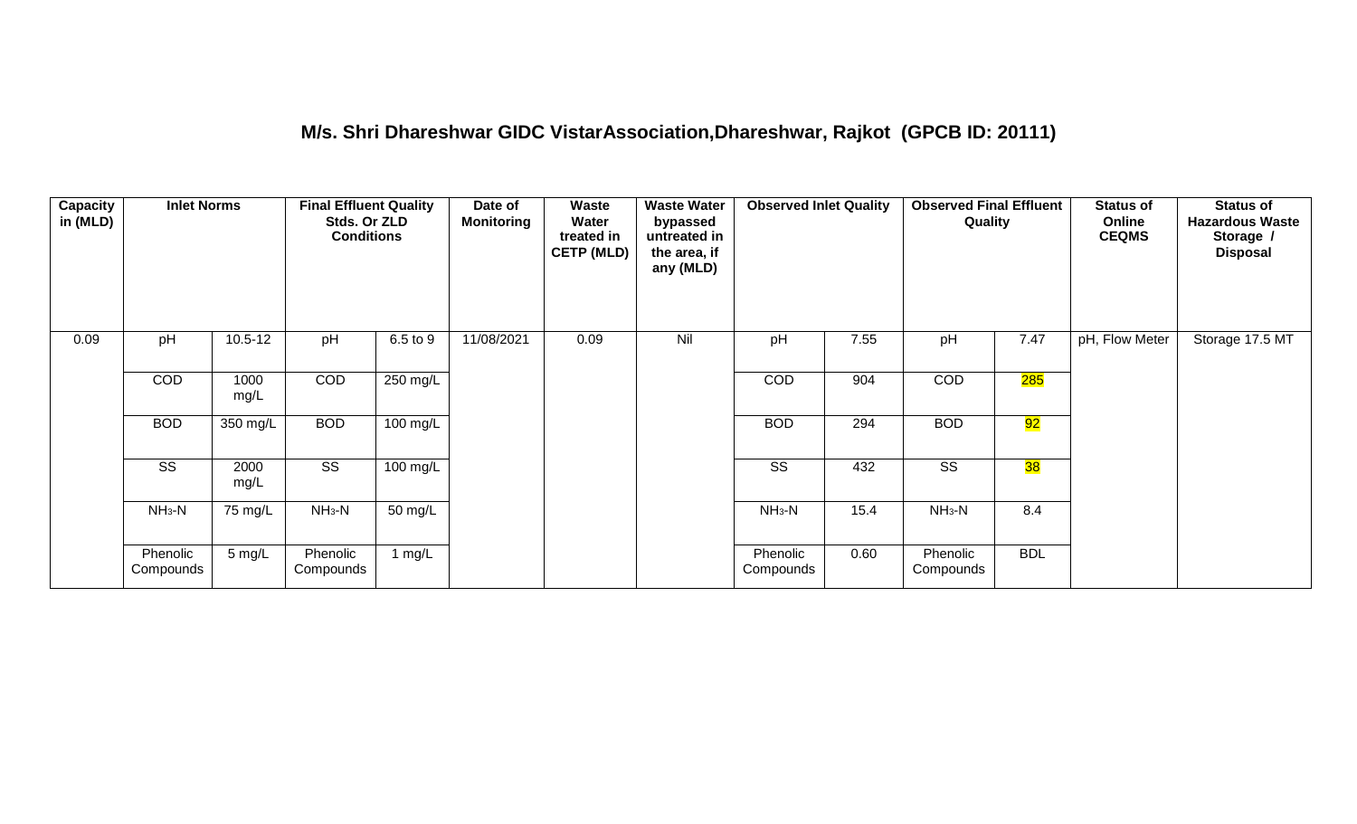## M/s. Shri Dhareshwar GIDC VistarAssociation,Dhareshwar, Rajkot (GPCB ID: 20111)

| Capacity in (MLD) | Inlet Norms | | Final Effluent Quality Stds. Or ZLD Conditions | | Date of Monitoring | Waste Water treated in CETP (MLD) | Waste Water bypassed untreated in the area, if any (MLD) | Observed Inlet Quality | | Observed Final Effluent Quality | | Status of Online CEQMS | Status of Hazardous Waste Storage / Disposal |
|---|---|---|---|---|---|---|---|---|---|---|---|---|---|
| 0.09 | pH | 10.5-12 | pH | 6.5 to 9 | 11/08/2021 | 0.09 | Nil | pH | 7.55 | pH | 7.47 | pH, Flow Meter | Storage 17.5 MT |
| | COD | 1000 mg/L | COD | 250 mg/L | | | | COD | 904 | COD | 285 | | |
| | BOD | 350 mg/L | BOD | 100 mg/L | | | | BOD | 294 | BOD | 92 | | |
| | SS | 2000 mg/L | SS | 100 mg/L | | | | SS | 432 | SS | 38 | | |
| | $NH_3$-N | 75 mg/L | $NH_3$-N | 50 mg/L | | | | $NH_3$-N | 15.4 | $NH_3$-N | 8.4 | | |
| | Phenolic Compounds | 5 mg/L | Phenolic Compounds | 1 mg/L | | | | Phenolic Compounds | 0.60 | Phenolic Compounds | BDL | | |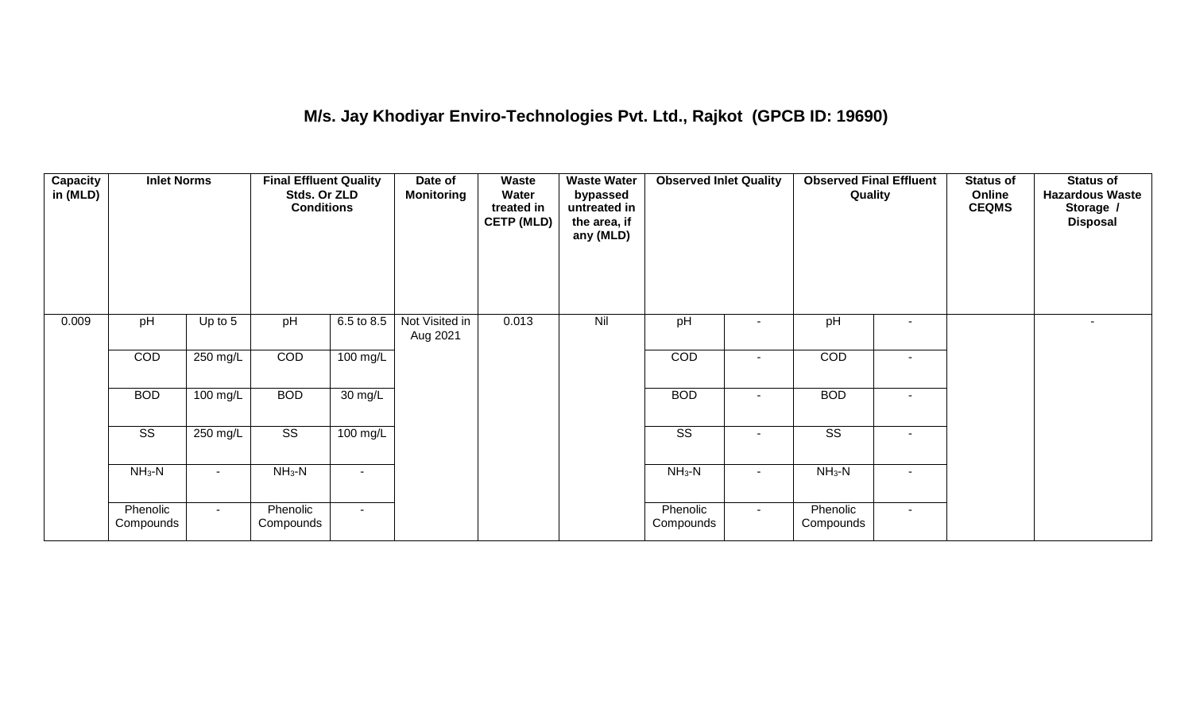## M/s. Jay Khodiyar Enviro-Technologies Pvt. Ltd., Rajkot (GPCB ID: 19690)

| Capacity in (MLD) | Inlet Norms | | Final Effluent Quality Stds. Or ZLD Conditions | | Date of Monitoring | Waste Water treated in CETP (MLD) | Waste Water bypassed untreated in the area, if any (MLD) | Observed Inlet Quality | | Observed Final Effluent Quality | | Status of Online CEQMS | Status of Hazardous Waste Storage / Disposal |
|---|---|---|---|---|---|---|---|---|---|---|---|---|---|
| 0.009 | pH | Up to 5 | pH | 6.5 to 8.5 | Not Visited in Aug 2021 | 0.013 | Nil | pH | - | pH | - | | - |
| | COD | 250 mg/L | COD | 100 mg/L | | | | COD | - | COD | - | | |
| | BOD | 100 mg/L | BOD | 30 mg/L | | | | BOD | - | BOD | - | | |
| | SS | 250 mg/L | SS | 100 mg/L | | | | SS | - | SS | - | | |
| | $NH_3$-N | - | $NH_3$-N | - | | | | $NH_3$-N | - | $NH_3$-N | - | | |
| | Phenolic Compounds | - | Phenolic Compounds | - | | | | Phenolic Compounds | - | Phenolic Compounds | - | | |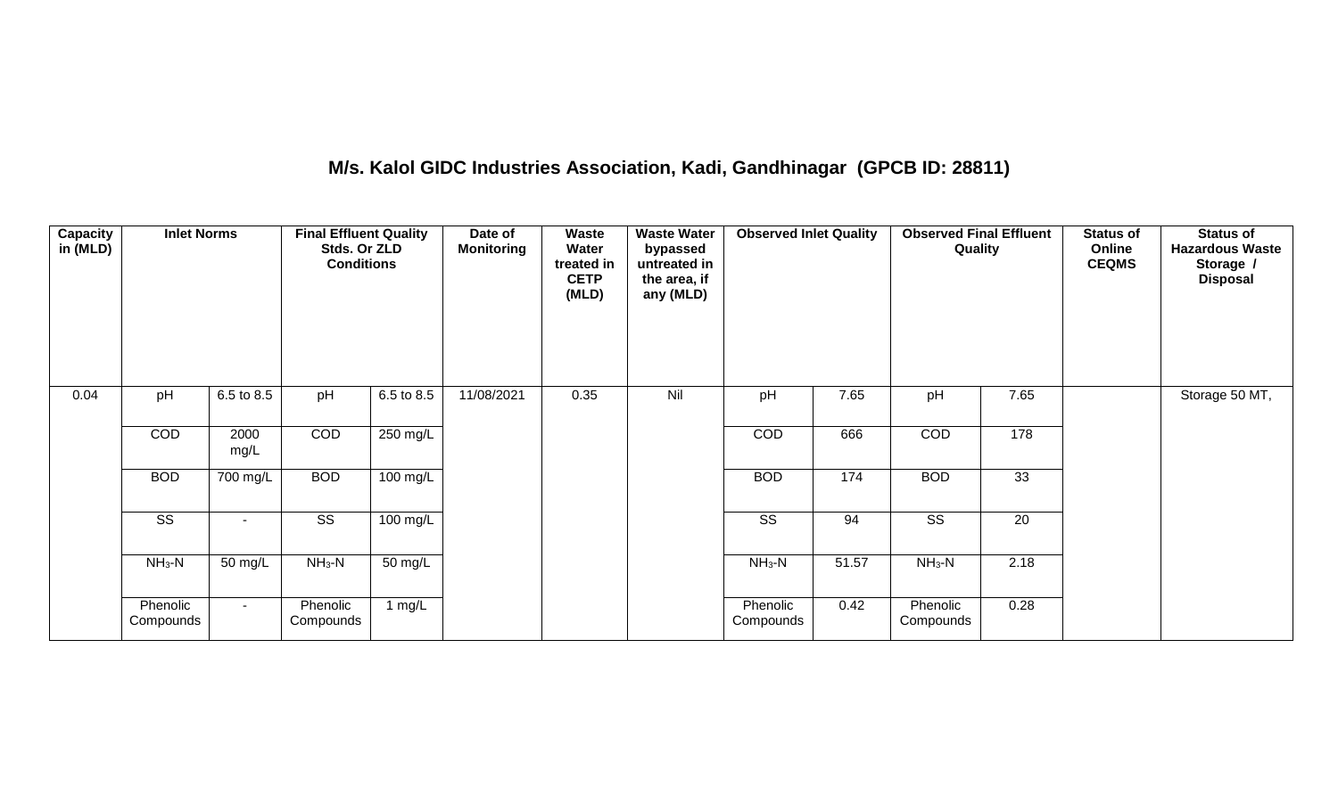# M/s. Kalol GIDC Industries Association, Kadi, Gandhinagar (GPCB ID: 28811)

| Capacity in (MLD) | Inlet Norms | | Final Effluent Quality Stds. Or ZLD Conditions | | Date of Monitoring | Waste Water treated in CETP (MLD) | Waste Water bypassed untreated in the area, if any (MLD) | Observed Inlet Quality | | Observed Final Effluent Quality | | Status of Online CEQMS | Status of Hazardous Waste Storage / Disposal |
|---|---|---|---|---|---|---|---|---|---|---|---|---|---|
| 0.04 | pH | 6.5 to 8.5 | pH | 6.5 to 8.5 | 11/08/2021 | 0.35 | Nil | pH | 7.65 | pH | 7.65 | | Storage 50 MT, |
| | COD | 2000 mg/L | COD | 250 mg/L | | | | COD | 666 | COD | 178 | | |
| | BOD | 700 mg/L | BOD | 100 mg/L | | | | BOD | 174 | BOD | 33 | | |
| | SS | - | SS | 100 mg/L | | | | SS | 94 | SS | 20 | | |
| | $NH_3$-N | 50 mg/L | $NH_3$-N | 50 mg/L | | | | $NH_3$-N | 51.57 | $NH_3$-N | 2.18 | | |
| | Phenolic Compounds | - | Phenolic Compounds | 1 mg/L | | | | Phenolic Compounds | 0.42 | Phenolic Compounds | 0.28 | | |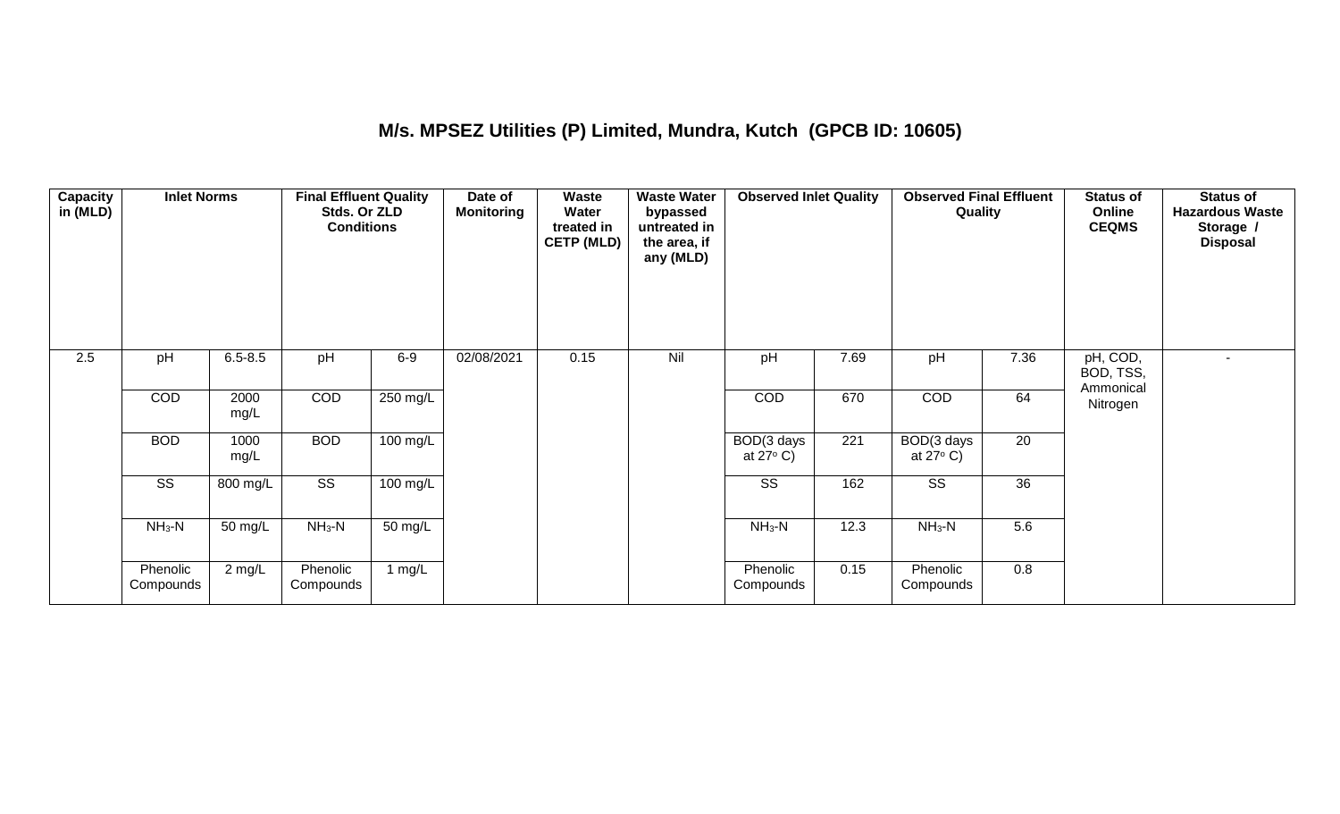## M/s. MPSEZ Utilities (P) Limited, Mundra, Kutch (GPCB ID: 10605)

| Capacity in (MLD) | Inlet Norms | | Final Effluent Quality Stds. Or ZLD Conditions | | Date of Monitoring | Waste Water treated in CETP (MLD) | Waste Water bypassed untreated in the area, if any (MLD) | Observed Inlet Quality | | Observed Final Effluent Quality | | Status of Online CEQMS | Status of Hazardous Waste Storage / Disposal |
|---|---|---|---|---|---|---|---|---|---|---|---|---|---|
| 2.5 | pH | 6.5-8.5 | pH | 6-9 | 02/08/2021 | 0.15 | Nil | pH | 7.69 | pH | 7.36 | pH, COD, BOD, TSS, Ammonical Nitrogen | - |
| | COD | 2000 mg/L | COD | 250 mg/L | | | | COD | 670 | COD | 64 | | |
| | BOD | 1000 mg/L | BOD | 100 mg/L | | | | BOD(3 days at 27° C) | 221 | BOD(3 days at 27° C) | 20 | | |
| | SS | 800 mg/L | SS | 100 mg/L | | | | SS | 162 | SS | 36 | | |
| | $NH_3$-N | 50 mg/L | $NH_3$-N | 50 mg/L | | | | $NH_3$-N | 12.3 | $NH_3$-N | 5.6 | | |
| | Phenolic Compounds | 2 mg/L | Phenolic Compounds | 1 mg/L | | | | Phenolic Compounds | 0.15 | Phenolic Compounds | 0.8 | | |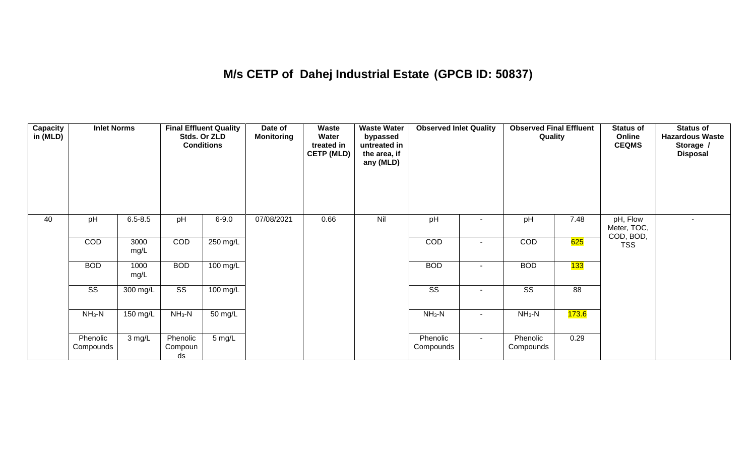# M/s CETP of Dahej Industrial Estate (GPCB ID: 50837)

| Capacity in (MLD) | Inlet Norms | | Final Effluent Quality Stds. Or ZLD Conditions | | Date of Monitoring | Waste Water treated in CETP (MLD) | Waste Water bypassed untreated in the area, if any (MLD) | Observed Inlet Quality | | Observed Final Effluent Quality | | Status of Online CEQMS | Status of Hazardous Waste Storage / Disposal |
|---|---|---|---|---|---|---|---|---|---|---|---|---|---|
| 40 | pH | 6.5-8.5 | pH | 6-9.0 | 07/08/2021 | 0.66 | Nil | pH | - | pH | 7.48 | pH, Flow Meter, TOC, COD, BOD, TSS | - |
| | COD | 3000 mg/L | COD | 250 mg/L | | | | COD | - | COD | 625 | | |
| | BOD | 1000 mg/L | BOD | 100 mg/L | | | | BOD | - | BOD | 133 | | |
| | SS | 300 mg/L | SS | 100 mg/L | | | | SS | - | SS | 88 | | |
| | $NH_3$-N | 150 mg/L | $NH_3$-N | 50 mg/L | | | | $NH_3$-N | - | $NH_3$-N | 173.6 | | |
| | Phenolic Compounds | 3 mg/L | Phenolic Compounds | 5 mg/L | | | | Phenolic Compounds | - | Phenolic Compounds | 0.29 | | |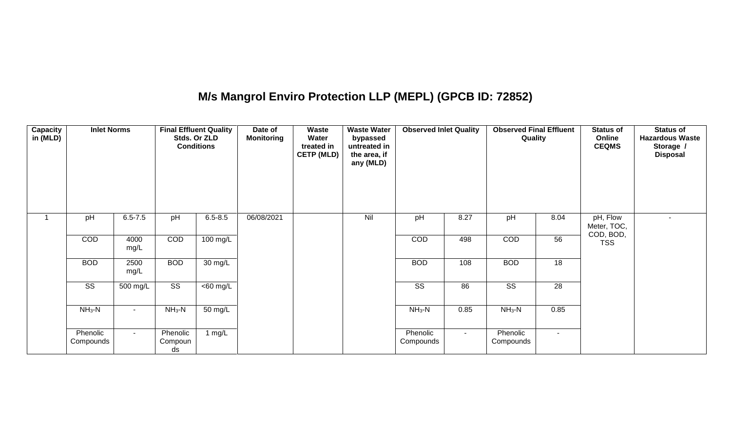# M/s Mangrol Enviro Protection LLP (MEPL) (GPCB ID: 72852)

| Capacity in (MLD) | Inlet Norms | | Final Effluent Quality Stds. Or ZLD Conditions | | Date of Monitoring | Waste Water treated in CETP (MLD) | Waste Water bypassed untreated in the area, if any (MLD) | Observed Inlet Quality | | Observed Final Effluent Quality | | Status of Online CEQMS | Status of Hazardous Waste Storage / Disposal |
|---|---|---|---|---|---|---|---|---|---|---|---|---|---|
| 1 | pH | 6.5-7.5 | pH | 6.5-8.5 | 06/08/2021 | | Nil | pH | 8.27 | pH | 8.04 | pH, Flow Meter, TOC, COD, BOD, TSS | - |
| | COD | 4000 mg/L | COD | 100 mg/L | | | | COD | 498 | COD | 56 | | |
| | BOD | 2500 mg/L | BOD | 30 mg/L | | | | BOD | 108 | BOD | 18 | | |
| | SS | 500 mg/L | SS | <60 mg/L | | | | SS | 86 | SS | 28 | | |
| | $NH_3$-N | - | $NH_3$-N | 50 mg/L | | | | $NH_3$-N | 0.85 | $NH_3$-N | 0.85 | | |
| | Phenolic Compounds | - | Phenolic Compounds | 1 mg/L | | | | Phenolic Compounds | - | Phenolic Compounds | - | | |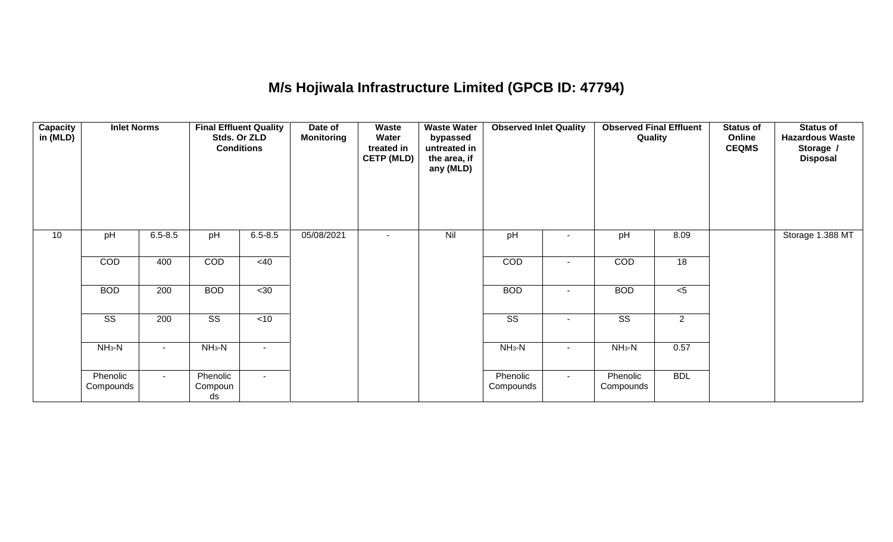## M/s Hojiwala Infrastructure Limited (GPCB ID: 47794)

| Capacity in (MLD) | Inlet Norms | | Final Effluent Quality Stds. Or ZLD Conditions | | Date of Monitoring | Waste Water treated in CETP (MLD) | Waste Water bypassed untreated in the area, if any (MLD) | Observed Inlet Quality | | Observed Final Effluent Quality | | Status of Online CEQMS | Status of Hazardous Waste Storage / Disposal |
|---|---|---|---|---|---|---|---|---|---|---|---|---|---|
| 10 | pH | 6.5-8.5 | pH | 6.5-8.5 | 05/08/2021 | - | Nil | pH | - | pH | 8.09 | | Storage 1.388 MT |
| | COD | 400 | COD | <40 | | | | COD | - | COD | 18 | | |
| | BOD | 200 | BOD | <30 | | | | BOD | - | BOD | <5 | | |
| | SS | 200 | SS | <10 | | | | SS | - | SS | 2 | | |
| | $NH_3$-N | - | $NH_3$-N | - | | | | $NH_3$-N | - | $NH_3$-N | 0.57 | | |
| | Phenolic Compounds | - | Phenolic Compounds | - | | | | Phenolic Compounds | - | Phenolic Compounds | BDL | | |